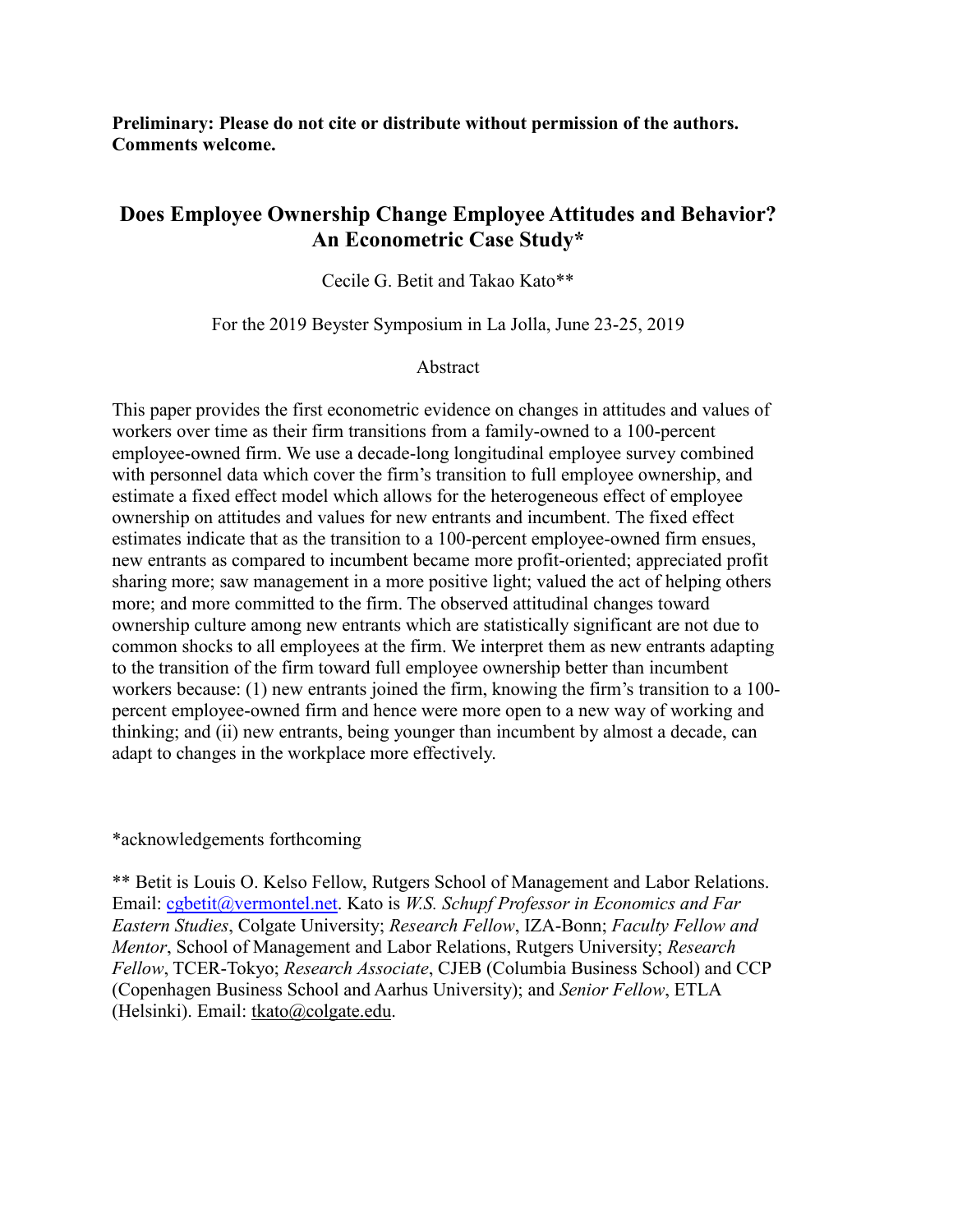**Preliminary: Please do not cite or distribute without permission of the authors. Comments welcome.**

# Does Employee Ownership Change Employee Attitudes and Behavior? An Econometric Case Study*

Cecile G. Betit and Takao Kato**

For the 2019 Beyster Symposium in La Jolla, June 23-25, 2019

## Abstract

This paper provides the first econometric evidence on changes in attitudes and values of workers over time as their firm transitions from a family-owned to a 100-percent employee-owned firm. We use a decade-long longitudinal employee survey combined with personnel data which cover the firm's transition to full employee ownership, and estimate a fixed effect model which allows for the heterogeneous effect of employee ownership on attitudes and values for new entrants and incumbent. The fixed effect estimates indicate that as the transition to a 100-percent employee-owned firm ensues, new entrants as compared to incumbent became more profit-oriented; appreciated profit sharing more; saw management in a more positive light; valued the act of helping others more; and more committed to the firm. The observed attitudinal changes toward ownership culture among new entrants which are statistically significant are not due to common shocks to all employees at the firm. We interpret them as new entrants adapting to the transition of the firm toward full employee ownership better than incumbent workers because: (1) new entrants joined the firm, knowing the firm's transition to a 100-percent employee-owned firm and hence were more open to a new way of working and thinking; and (ii) new entrants, being younger than incumbent by almost a decade, can adapt to changes in the workplace more effectively.

*acknowledgements forthcoming

** Betit is Louis O. Kelso Fellow, Rutgers School of Management and Labor Relations. Email: cgbetit@vermontel.net. Kato is *W.S. Schupf Professor in Economics and Far Eastern Studies*, Colgate University; *Research Fellow*, IZA-Bonn; *Faculty Fellow and Mentor*, School of Management and Labor Relations, Rutgers University; *Research Fellow*, TCER-Tokyo; *Research Associate*, CJEB (Columbia Business School) and CCP (Copenhagen Business School and Aarhus University); and *Senior Fellow*, ETLA (Helsinki). Email: tkato@colgate.edu.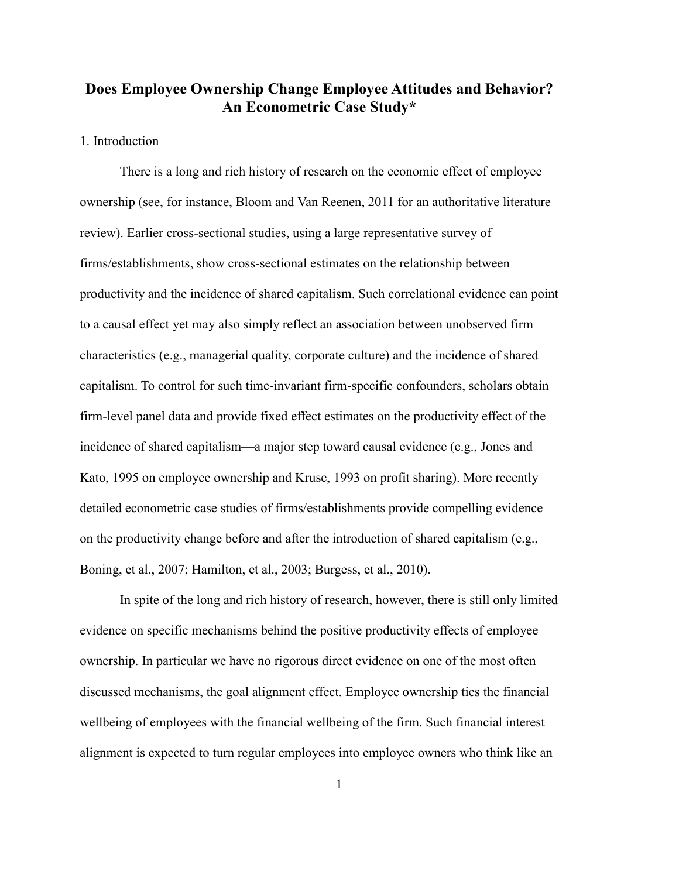# Does Employee Ownership Change Employee Attitudes and Behavior? An Econometric Case Study*

1. Introduction

There is a long and rich history of research on the economic effect of employee ownership (see, for instance, Bloom and Van Reenen, 2011 for an authoritative literature review). Earlier cross-sectional studies, using a large representative survey of firms/establishments, show cross-sectional estimates on the relationship between productivity and the incidence of shared capitalism. Such correlational evidence can point to a causal effect yet may also simply reflect an association between unobserved firm characteristics (e.g., managerial quality, corporate culture) and the incidence of shared capitalism. To control for such time-invariant firm-specific confounders, scholars obtain firm-level panel data and provide fixed effect estimates on the productivity effect of the incidence of shared capitalism—a major step toward causal evidence (e.g., Jones and Kato, 1995 on employee ownership and Kruse, 1993 on profit sharing). More recently detailed econometric case studies of firms/establishments provide compelling evidence on the productivity change before and after the introduction of shared capitalism (e.g., Boning, et al., 2007; Hamilton, et al., 2003; Burgess, et al., 2010).

In spite of the long and rich history of research, however, there is still only limited evidence on specific mechanisms behind the positive productivity effects of employee ownership. In particular we have no rigorous direct evidence on one of the most often discussed mechanisms, the goal alignment effect. Employee ownership ties the financial wellbeing of employees with the financial wellbeing of the firm. Such financial interest alignment is expected to turn regular employees into employee owners who think like an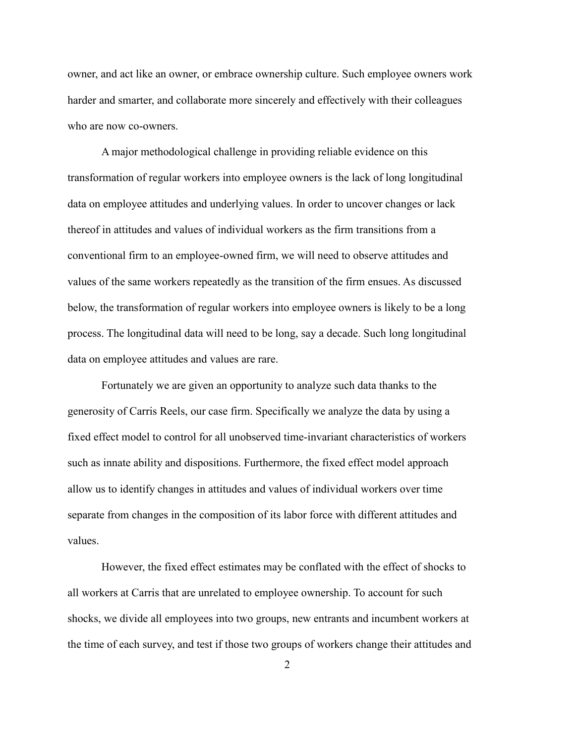owner, and act like an owner, or embrace ownership culture. Such employee owners work harder and smarter, and collaborate more sincerely and effectively with their colleagues who are now co-owners.

A major methodological challenge in providing reliable evidence on this transformation of regular workers into employee owners is the lack of long longitudinal data on employee attitudes and underlying values. In order to uncover changes or lack thereof in attitudes and values of individual workers as the firm transitions from a conventional firm to an employee-owned firm, we will need to observe attitudes and values of the same workers repeatedly as the transition of the firm ensues. As discussed below, the transformation of regular workers into employee owners is likely to be a long process. The longitudinal data will need to be long, say a decade. Such long longitudinal data on employee attitudes and values are rare.

Fortunately we are given an opportunity to analyze such data thanks to the generosity of Carris Reels, our case firm. Specifically we analyze the data by using a fixed effect model to control for all unobserved time-invariant characteristics of workers such as innate ability and dispositions. Furthermore, the fixed effect model approach allow us to identify changes in attitudes and values of individual workers over time separate from changes in the composition of its labor force with different attitudes and values.

However, the fixed effect estimates may be conflated with the effect of shocks to all workers at Carris that are unrelated to employee ownership. To account for such shocks, we divide all employees into two groups, new entrants and incumbent workers at the time of each survey, and test if those two groups of workers change their attitudes and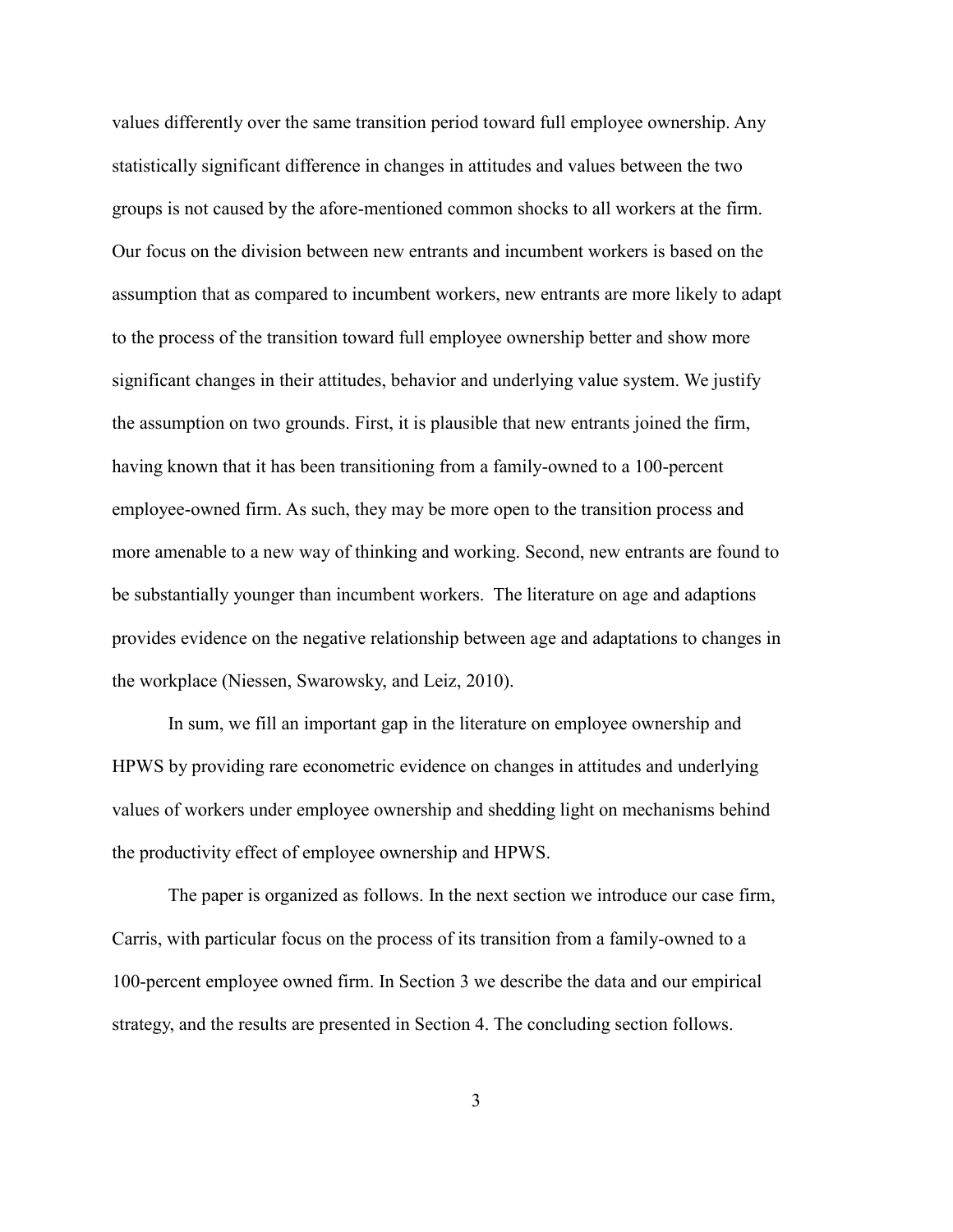values differently over the same transition period toward full employee ownership. Any statistically significant difference in changes in attitudes and values between the two groups is not caused by the afore-mentioned common shocks to all workers at the firm. Our focus on the division between new entrants and incumbent workers is based on the assumption that as compared to incumbent workers, new entrants are more likely to adapt to the process of the transition toward full employee ownership better and show more significant changes in their attitudes, behavior and underlying value system. We justify the assumption on two grounds. First, it is plausible that new entrants joined the firm, having known that it has been transitioning from a family-owned to a 100-percent employee-owned firm. As such, they may be more open to the transition process and more amenable to a new way of thinking and working. Second, new entrants are found to be substantially younger than incumbent workers. The literature on age and adaptions provides evidence on the negative relationship between age and adaptations to changes in the workplace (Niessen, Swarowsky, and Leiz, 2010).

In sum, we fill an important gap in the literature on employee ownership and HPWS by providing rare econometric evidence on changes in attitudes and underlying values of workers under employee ownership and shedding light on mechanisms behind the productivity effect of employee ownership and HPWS.

The paper is organized as follows. In the next section we introduce our case firm, Carris, with particular focus on the process of its transition from a family-owned to a 100-percent employee owned firm. In Section 3 we describe the data and our empirical strategy, and the results are presented in Section 4. The concluding section follows.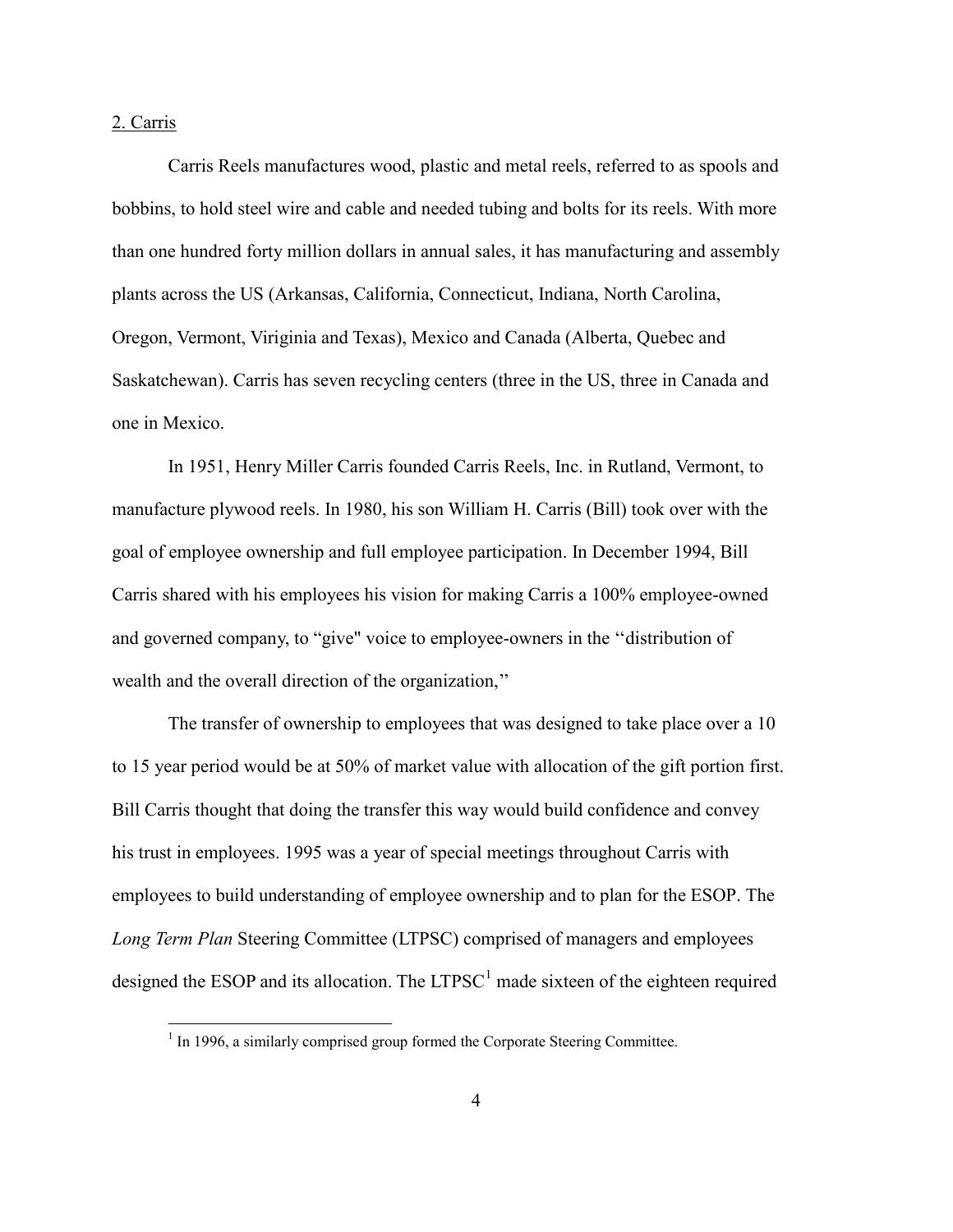2. Carris

Carris Reels manufactures wood, plastic and metal reels, referred to as spools and bobbins, to hold steel wire and cable and needed tubing and bolts for its reels. With more than one hundred forty million dollars in annual sales, it has manufacturing and assembly plants across the US (Arkansas, California, Connecticut, Indiana, North Carolina, Oregon, Vermont, Viriginia and Texas), Mexico and Canada (Alberta, Quebec and Saskatchewan). Carris has seven recycling centers (three in the US, three in Canada and one in Mexico.

In 1951, Henry Miller Carris founded Carris Reels, Inc. in Rutland, Vermont, to manufacture plywood reels. In 1980, his son William H. Carris (Bill) took over with the goal of employee ownership and full employee participation. In December 1994, Bill Carris shared with his employees his vision for making Carris a 100% employee-owned and governed company, to "give" voice to employee-owners in the ''distribution of wealth and the overall direction of the organization,''

The transfer of ownership to employees that was designed to take place over a 10 to 15 year period would be at 50% of market value with allocation of the gift portion first. Bill Carris thought that doing the transfer this way would build confidence and convey his trust in employees. 1995 was a year of special meetings throughout Carris with employees to build understanding of employee ownership and to plan for the ESOP. The *Long Term Plan* Steering Committee (LTPSC) comprised of managers and employees designed the ESOP and its allocation. The LTPSC[1] made sixteen of the eighteen required

[1] In 1996, a similarly comprised group formed the Corporate Steering Committee.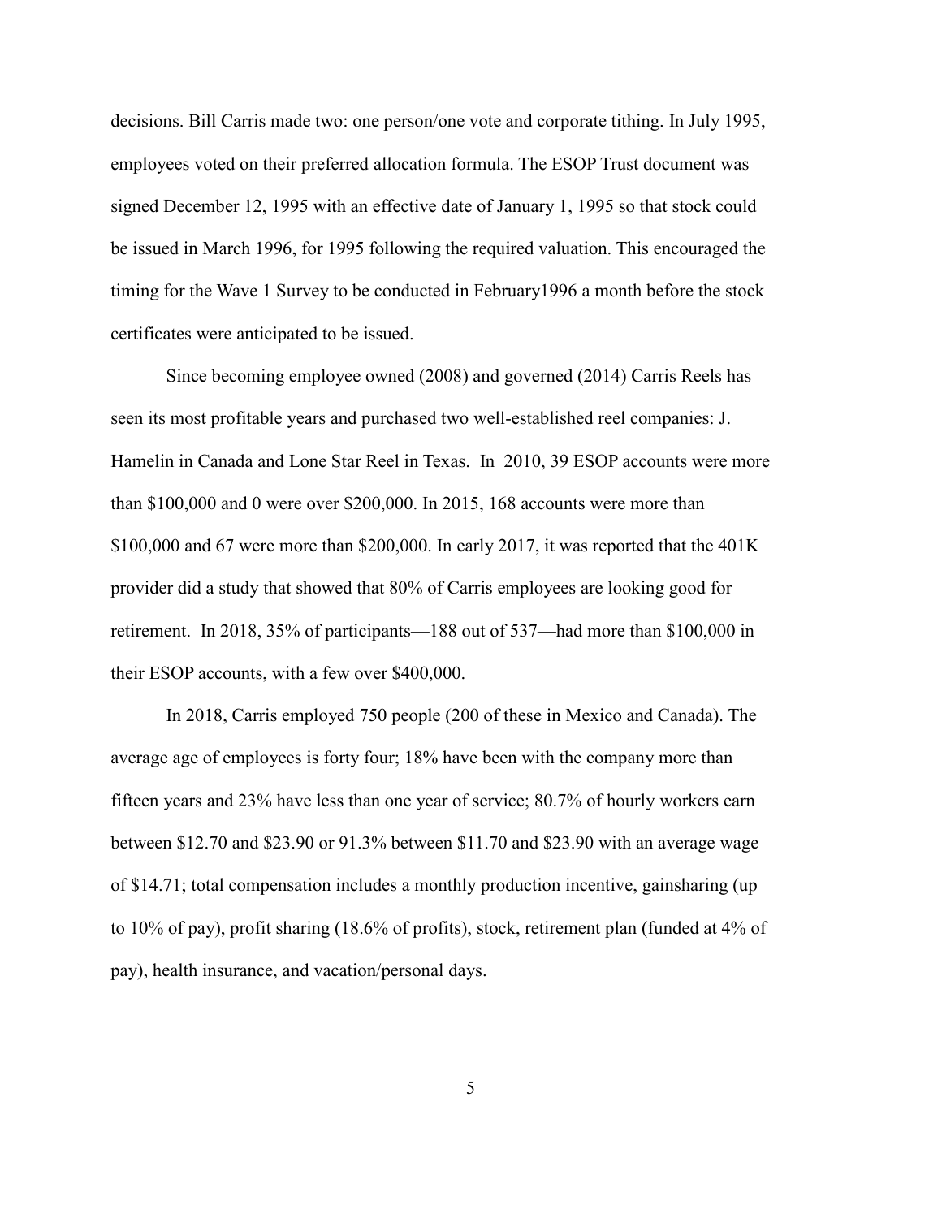decisions. Bill Carris made two: one person/one vote and corporate tithing. In July 1995, employees voted on their preferred allocation formula. The ESOP Trust document was signed December 12, 1995 with an effective date of January 1, 1995 so that stock could be issued in March 1996, for 1995 following the required valuation. This encouraged the timing for the Wave 1 Survey to be conducted in February1996 a month before the stock certificates were anticipated to be issued.

Since becoming employee owned (2008) and governed (2014) Carris Reels has seen its most profitable years and purchased two well-established reel companies: J. Hamelin in Canada and Lone Star Reel in Texas. In 2010, 39 ESOP accounts were more than $100,000 and 0 were over $200,000. In 2015, 168 accounts were more than $100,000 and 67 were more than $200,000. In early 2017, it was reported that the 401K provider did a study that showed that 80% of Carris employees are looking good for retirement. In 2018, 35% of participants—188 out of 537—had more than $100,000 in their ESOP accounts, with a few over $400,000.

In 2018, Carris employed 750 people (200 of these in Mexico and Canada). The average age of employees is forty four; 18% have been with the company more than fifteen years and 23% have less than one year of service; 80.7% of hourly workers earn between $12.70 and $23.90 or 91.3% between $11.70 and $23.90 with an average wage of $14.71; total compensation includes a monthly production incentive, gainsharing (up to 10% of pay), profit sharing (18.6% of profits), stock, retirement plan (funded at 4% of pay), health insurance, and vacation/personal days.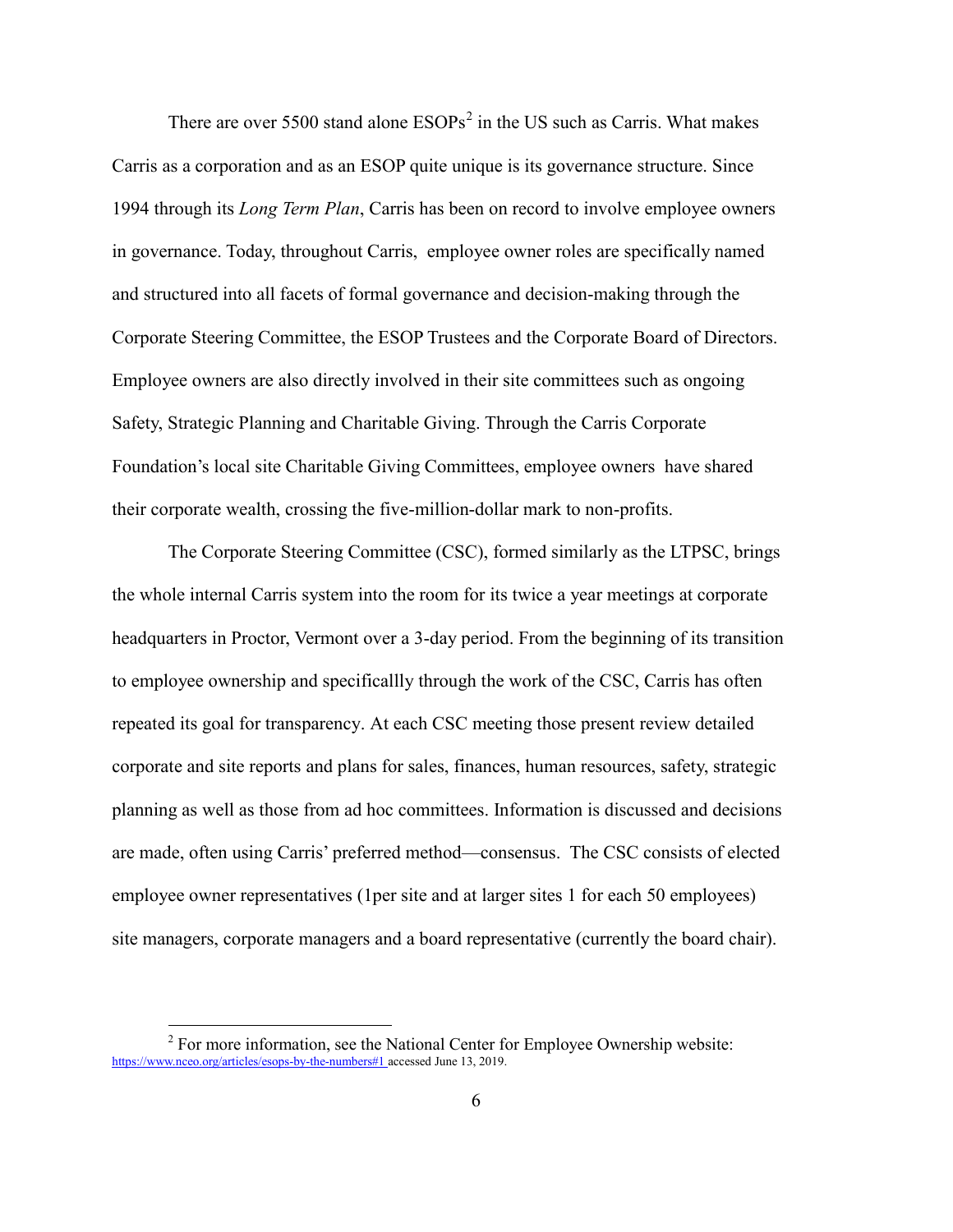There are over 5500 stand alone ESOPs[2] in the US such as Carris. What makes Carris as a corporation and as an ESOP quite unique is its governance structure. Since 1994 through its *Long Term Plan*, Carris has been on record to involve employee owners in governance. Today, throughout Carris, employee owner roles are specifically named and structured into all facets of formal governance and decision-making through the Corporate Steering Committee, the ESOP Trustees and the Corporate Board of Directors. Employee owners are also directly involved in their site committees such as ongoing Safety, Strategic Planning and Charitable Giving. Through the Carris Corporate Foundation's local site Charitable Giving Committees, employee owners have shared their corporate wealth, crossing the five-million-dollar mark to non-profits.

The Corporate Steering Committee (CSC), formed similarly as the LTPSC, brings the whole internal Carris system into the room for its twice a year meetings at corporate headquarters in Proctor, Vermont over a 3-day period. From the beginning of its transition to employee ownership and specificallly through the work of the CSC, Carris has often repeated its goal for transparency. At each CSC meeting those present review detailed corporate and site reports and plans for sales, finances, human resources, safety, strategic planning as well as those from ad hoc committees. Information is discussed and decisions are made, often using Carris' preferred method—consensus. The CSC consists of elected employee owner representatives (1per site and at larger sites 1 for each 50 employees) site managers, corporate managers and a board representative (currently the board chair).

---

[2] For more information, see the National Center for Employee Ownership website: https://www.nceo.org/articles/esops-by-the-numbers#1 accessed June 13, 2019.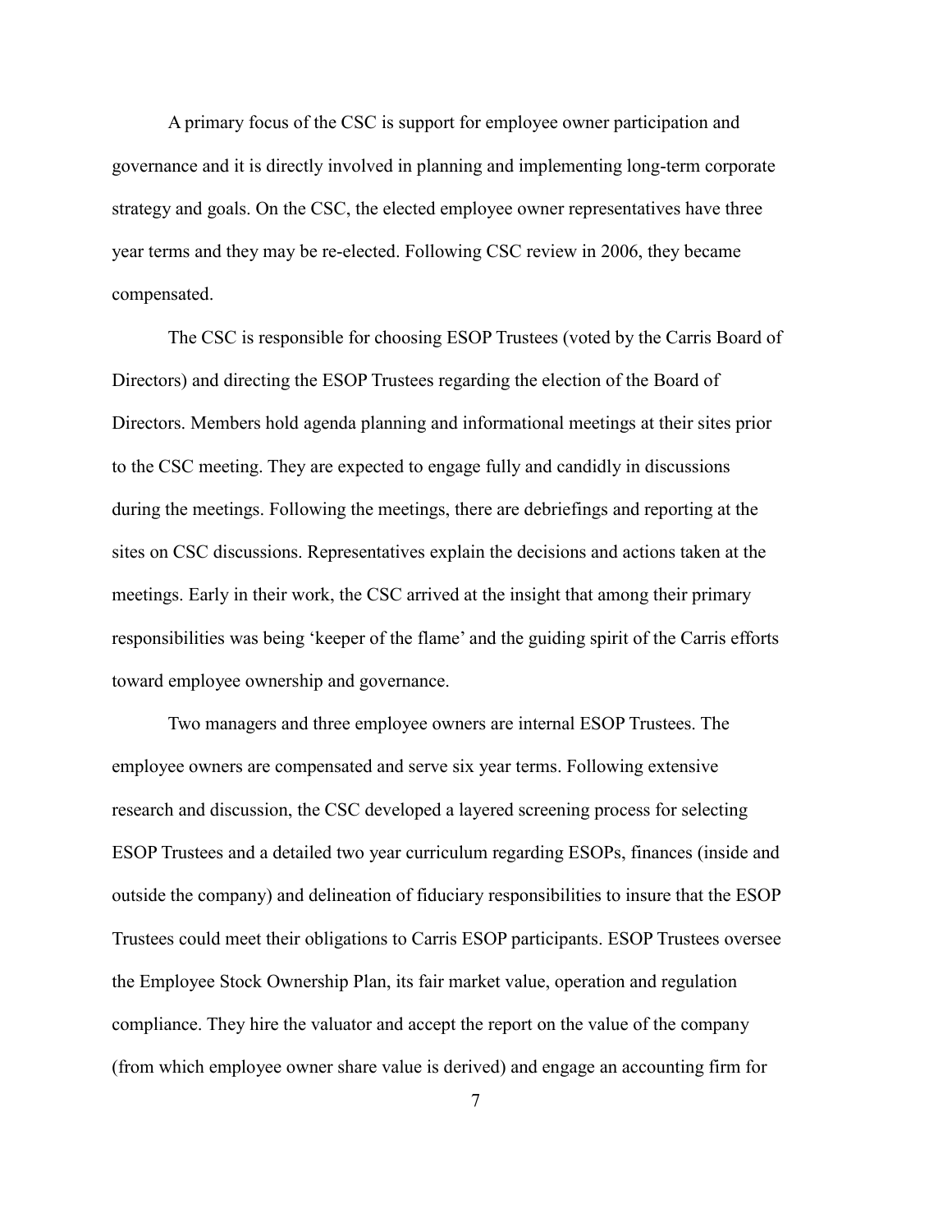A primary focus of the CSC is support for employee owner participation and governance and it is directly involved in planning and implementing long-term corporate strategy and goals. On the CSC, the elected employee owner representatives have three year terms and they may be re-elected. Following CSC review in 2006, they became compensated.

The CSC is responsible for choosing ESOP Trustees (voted by the Carris Board of Directors) and directing the ESOP Trustees regarding the election of the Board of Directors. Members hold agenda planning and informational meetings at their sites prior to the CSC meeting. They are expected to engage fully and candidly in discussions during the meetings. Following the meetings, there are debriefings and reporting at the sites on CSC discussions. Representatives explain the decisions and actions taken at the meetings. Early in their work, the CSC arrived at the insight that among their primary responsibilities was being 'keeper of the flame' and the guiding spirit of the Carris efforts toward employee ownership and governance.

Two managers and three employee owners are internal ESOP Trustees. The employee owners are compensated and serve six year terms. Following extensive research and discussion, the CSC developed a layered screening process for selecting ESOP Trustees and a detailed two year curriculum regarding ESOPs, finances (inside and outside the company) and delineation of fiduciary responsibilities to insure that the ESOP Trustees could meet their obligations to Carris ESOP participants. ESOP Trustees oversee the Employee Stock Ownership Plan, its fair market value, operation and regulation compliance. They hire the valuator and accept the report on the value of the company (from which employee owner share value is derived) and engage an accounting firm for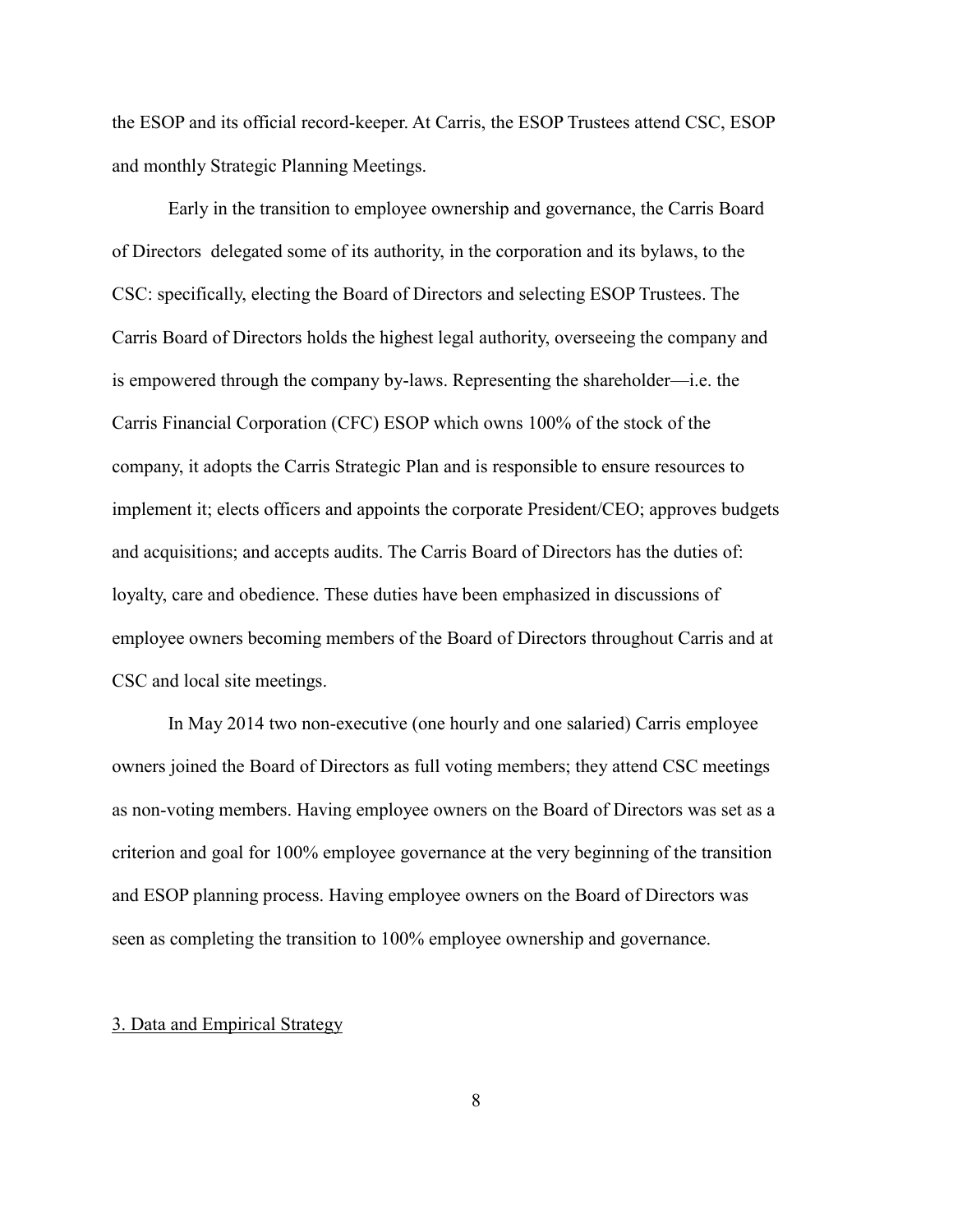the ESOP and its official record-keeper. At Carris, the ESOP Trustees attend CSC, ESOP and monthly Strategic Planning Meetings.

Early in the transition to employee ownership and governance, the Carris Board of Directors delegated some of its authority, in the corporation and its bylaws, to the CSC: specifically, electing the Board of Directors and selecting ESOP Trustees. The Carris Board of Directors holds the highest legal authority, overseeing the company and is empowered through the company by-laws. Representing the shareholder—i.e. the Carris Financial Corporation (CFC) ESOP which owns 100% of the stock of the company, it adopts the Carris Strategic Plan and is responsible to ensure resources to implement it; elects officers and appoints the corporate President/CEO; approves budgets and acquisitions; and accepts audits. The Carris Board of Directors has the duties of: loyalty, care and obedience. These duties have been emphasized in discussions of employee owners becoming members of the Board of Directors throughout Carris and at CSC and local site meetings.

In May 2014 two non-executive (one hourly and one salaried) Carris employee owners joined the Board of Directors as full voting members; they attend CSC meetings as non-voting members. Having employee owners on the Board of Directors was set as a criterion and goal for 100% employee governance at the very beginning of the transition and ESOP planning process. Having employee owners on the Board of Directors was seen as completing the transition to 100% employee ownership and governance.

## 3. Data and Empirical Strategy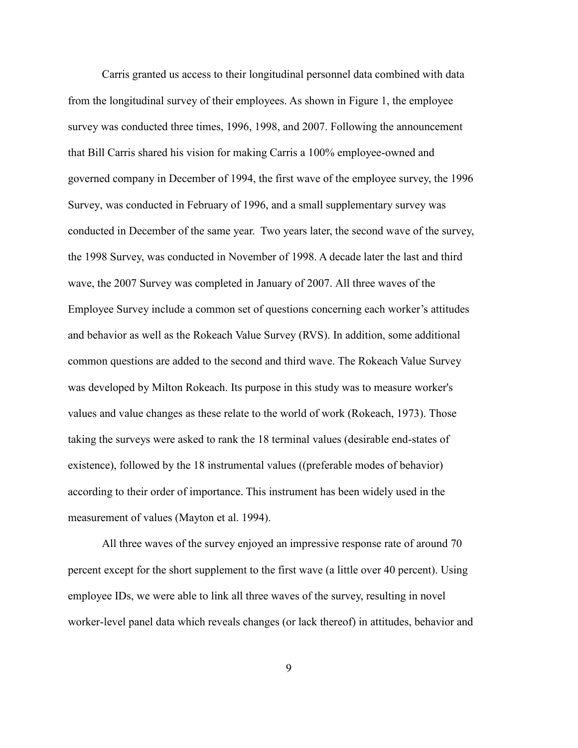Carris granted us access to their longitudinal personnel data combined with data from the longitudinal survey of their employees. As shown in Figure 1, the employee survey was conducted three times, 1996, 1998, and 2007. Following the announcement that Bill Carris shared his vision for making Carris a 100% employee-owned and governed company in December of 1994, the first wave of the employee survey, the 1996 Survey, was conducted in February of 1996, and a small supplementary survey was conducted in December of the same year. Two years later, the second wave of the survey, the 1998 Survey, was conducted in November of 1998. A decade later the last and third wave, the 2007 Survey was completed in January of 2007. All three waves of the Employee Survey include a common set of questions concerning each worker's attitudes and behavior as well as the Rokeach Value Survey (RVS). In addition, some additional common questions are added to the second and third wave. The Rokeach Value Survey was developed by Milton Rokeach. Its purpose in this study was to measure worker's values and value changes as these relate to the world of work (Rokeach, 1973). Those taking the surveys were asked to rank the 18 terminal values (desirable end-states of existence), followed by the 18 instrumental values ((preferable modes of behavior) according to their order of importance. This instrument has been widely used in the measurement of values (Mayton et al. 1994).

All three waves of the survey enjoyed an impressive response rate of around 70 percent except for the short supplement to the first wave (a little over 40 percent). Using employee IDs, we were able to link all three waves of the survey, resulting in novel worker-level panel data which reveals changes (or lack thereof) in attitudes, behavior and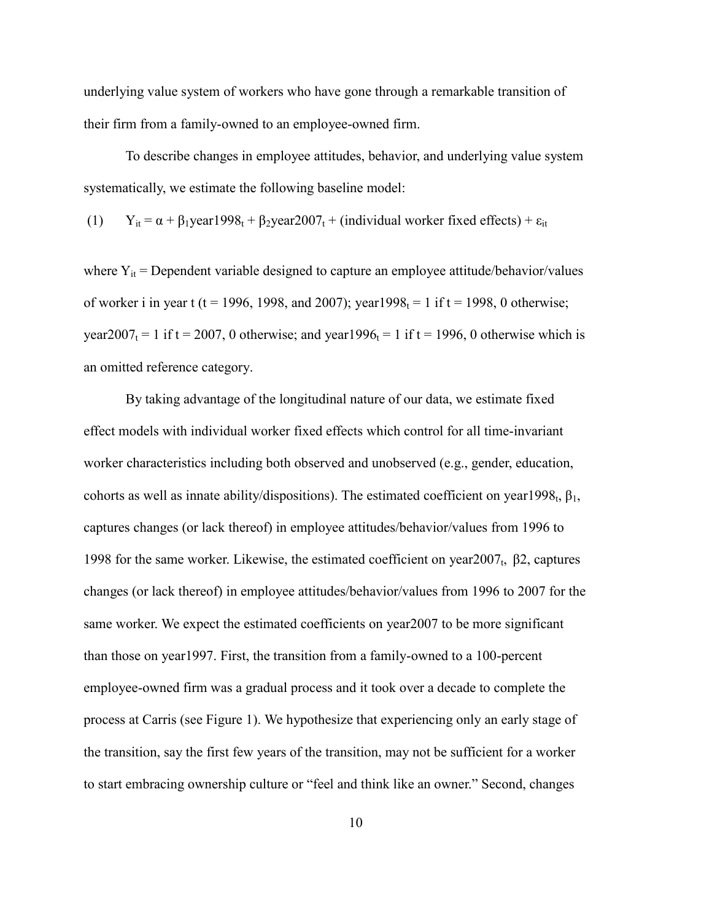underlying value system of workers who have gone through a remarkable transition of their firm from a family-owned to an employee-owned firm.

To describe changes in employee attitudes, behavior, and underlying value system systematically, we estimate the following baseline model:

$$\text{(1)} \qquad Y_{it} = \alpha + \beta_1 \text{year1998}_t + \beta_2 \text{year2007}_t + \text{(individual worker fixed effects)} + \varepsilon_{it}$$

where $Y_{it}$ = Dependent variable designed to capture an employee attitude/behavior/values of worker i in year t (t = 1996, 1998, and 2007); $\text{year1998}_t = 1$ if t = 1998, 0 otherwise; $\text{year2007}_t = 1$ if t = 2007, 0 otherwise; and $\text{year1996}_t = 1$ if t = 1996, 0 otherwise which is an omitted reference category.

By taking advantage of the longitudinal nature of our data, we estimate fixed effect models with individual worker fixed effects which control for all time-invariant worker characteristics including both observed and unobserved (e.g., gender, education, cohorts as well as innate ability/dispositions). The estimated coefficient on $\text{year1998}_t$, $\beta_1$, captures changes (or lack thereof) in employee attitudes/behavior/values from 1996 to 1998 for the same worker. Likewise, the estimated coefficient on $\text{year2007}_t$, β2, captures changes (or lack thereof) in employee attitudes/behavior/values from 1996 to 2007 for the same worker. We expect the estimated coefficients on year2007 to be more significant than those on year1997. First, the transition from a family-owned to a 100-percent employee-owned firm was a gradual process and it took over a decade to complete the process at Carris (see Figure 1). We hypothesize that experiencing only an early stage of the transition, say the first few years of the transition, may not be sufficient for a worker to start embracing ownership culture or "feel and think like an owner." Second, changes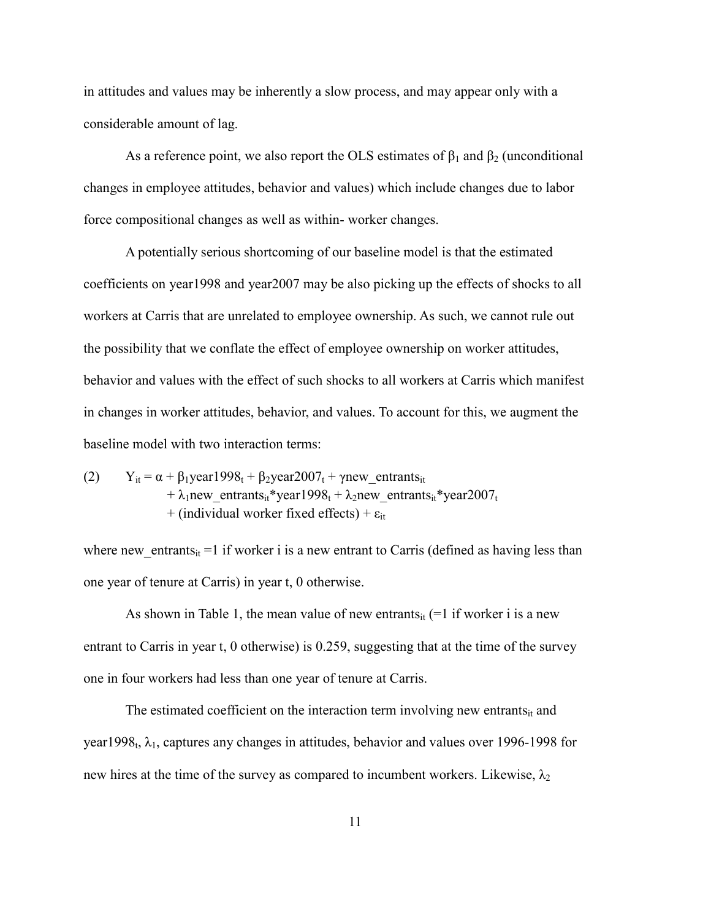in attitudes and values may be inherently a slow process, and may appear only with a considerable amount of lag.

As a reference point, we also report the OLS estimates of $\beta_1$ and $\beta_2$ (unconditional changes in employee attitudes, behavior and values) which include changes due to labor force compositional changes as well as within- worker changes.

A potentially serious shortcoming of our baseline model is that the estimated coefficients on year1998 and year2007 may be also picking up the effects of shocks to all workers at Carris that are unrelated to employee ownership. As such, we cannot rule out the possibility that we conflate the effect of employee ownership on worker attitudes, behavior and values with the effect of such shocks to all workers at Carris which manifest in changes in worker attitudes, behavior, and values. To account for this, we augment the baseline model with two interaction terms:

$$
\begin{aligned}
(2) \qquad Y_{it} = \alpha &+ \beta_1 \text{year1998}_t + \beta_2 \text{year2007}_t + \gamma \text{new\_entrants}_{it} \\
&+ \lambda_1 \text{new\_entrants}_{it} * \text{year1998}_t + \lambda_2 \text{new\_entrants}_{it} * \text{year2007}_t \\
&+ (\text{individual worker fixed effects}) + \varepsilon_{it}
\end{aligned}
$$

where $\text{new\_entrants}_{it} = 1$ if worker i is a new entrant to Carris (defined as having less than one year of tenure at Carris) in year t, 0 otherwise.

As shown in Table 1, the mean value of new $\text{entrants}_{it}$ (=1 if worker i is a new entrant to Carris in year t, 0 otherwise) is 0.259, suggesting that at the time of the survey one in four workers had less than one year of tenure at Carris.

The estimated coefficient on the interaction term involving new $\text{entrants}_{it}$ and $\text{year1998}_t$, $\lambda_1$, captures any changes in attitudes, behavior and values over 1996-1998 for new hires at the time of the survey as compared to incumbent workers. Likewise, $\lambda_2$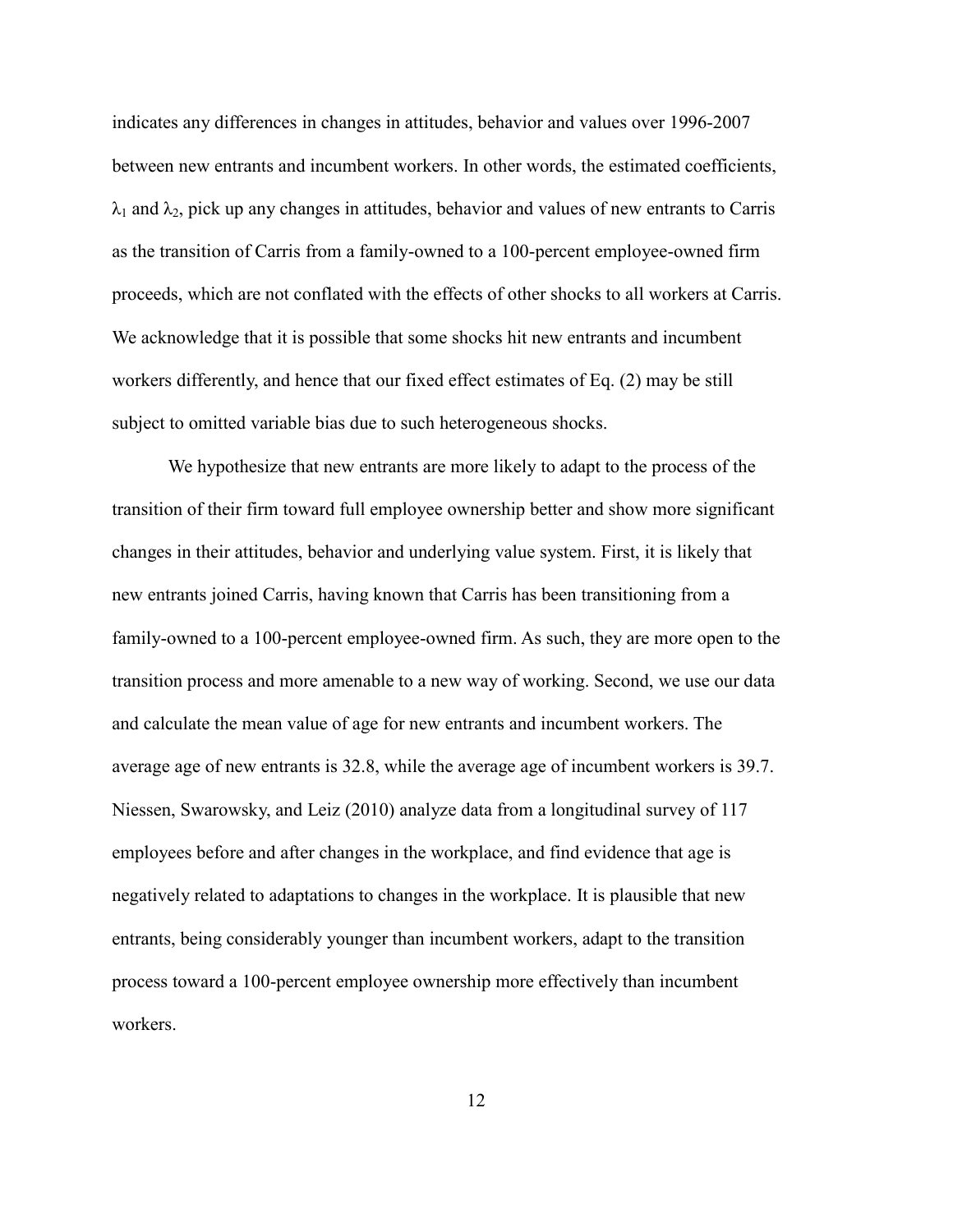indicates any differences in changes in attitudes, behavior and values over 1996-2007 between new entrants and incumbent workers. In other words, the estimated coefficients, $\lambda_1$ and $\lambda_2$, pick up any changes in attitudes, behavior and values of new entrants to Carris as the transition of Carris from a family-owned to a 100-percent employee-owned firm proceeds, which are not conflated with the effects of other shocks to all workers at Carris. We acknowledge that it is possible that some shocks hit new entrants and incumbent workers differently, and hence that our fixed effect estimates of Eq. (2) may be still subject to omitted variable bias due to such heterogeneous shocks.

We hypothesize that new entrants are more likely to adapt to the process of the transition of their firm toward full employee ownership better and show more significant changes in their attitudes, behavior and underlying value system. First, it is likely that new entrants joined Carris, having known that Carris has been transitioning from a family-owned to a 100-percent employee-owned firm. As such, they are more open to the transition process and more amenable to a new way of working. Second, we use our data and calculate the mean value of age for new entrants and incumbent workers. The average age of new entrants is 32.8, while the average age of incumbent workers is 39.7. Niessen, Swarowsky, and Leiz (2010) analyze data from a longitudinal survey of 117 employees before and after changes in the workplace, and find evidence that age is negatively related to adaptations to changes in the workplace. It is plausible that new entrants, being considerably younger than incumbent workers, adapt to the transition process toward a 100-percent employee ownership more effectively than incumbent workers.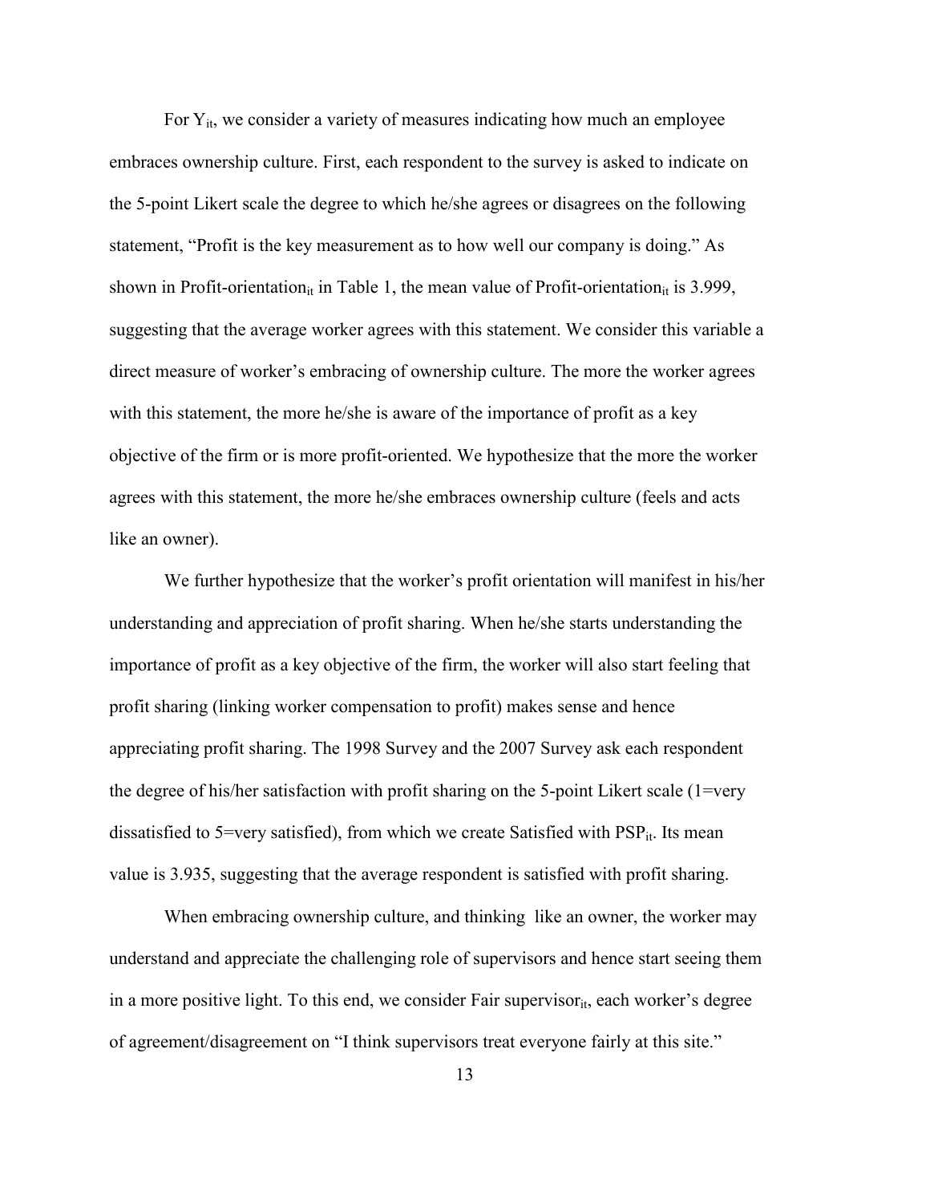For $Y_{it}$, we consider a variety of measures indicating how much an employee embraces ownership culture. First, each respondent to the survey is asked to indicate on the 5-point Likert scale the degree to which he/she agrees or disagrees on the following statement, "Profit is the key measurement as to how well our company is doing." As shown in Profit-orientation$_{it}$ in Table 1, the mean value of Profit-orientation$_{it}$ is 3.999, suggesting that the average worker agrees with this statement. We consider this variable a direct measure of worker's embracing of ownership culture. The more the worker agrees with this statement, the more he/she is aware of the importance of profit as a key objective of the firm or is more profit-oriented. We hypothesize that the more the worker agrees with this statement, the more he/she embraces ownership culture (feels and acts like an owner).

We further hypothesize that the worker's profit orientation will manifest in his/her understanding and appreciation of profit sharing. When he/she starts understanding the importance of profit as a key objective of the firm, the worker will also start feeling that profit sharing (linking worker compensation to profit) makes sense and hence appreciating profit sharing. The 1998 Survey and the 2007 Survey ask each respondent the degree of his/her satisfaction with profit sharing on the 5-point Likert scale (1=very dissatisfied to 5=very satisfied), from which we create Satisfied with PSP$_{it}$. Its mean value is 3.935, suggesting that the average respondent is satisfied with profit sharing.

When embracing ownership culture, and thinking like an owner, the worker may understand and appreciate the challenging role of supervisors and hence start seeing them in a more positive light. To this end, we consider Fair supervisor$_{it}$, each worker's degree of agreement/disagreement on "I think supervisors treat everyone fairly at this site."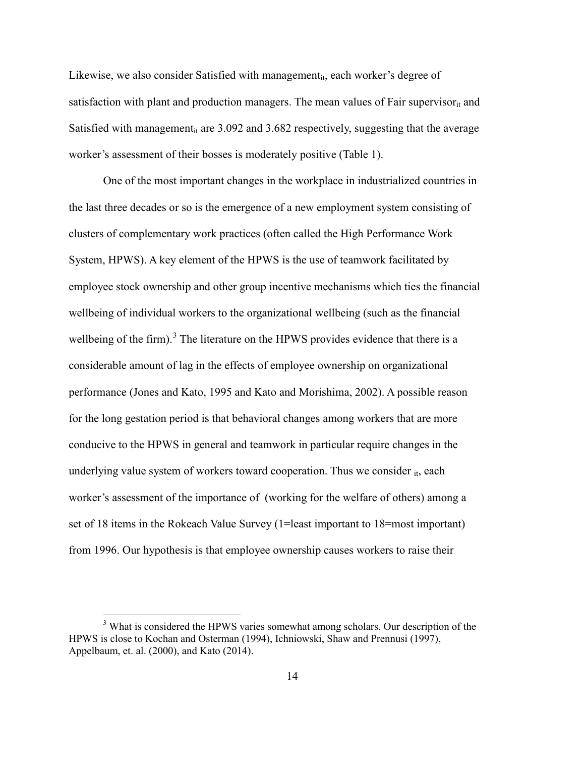Likewise, we also consider Satisfied with management$_{it}$, each worker's degree of satisfaction with plant and production managers. The mean values of Fair supervisor$_{it}$ and Satisfied with management$_{it}$ are 3.092 and 3.682 respectively, suggesting that the average worker's assessment of their bosses is moderately positive (Table 1).

One of the most important changes in the workplace in industrialized countries in the last three decades or so is the emergence of a new employment system consisting of clusters of complementary work practices (often called the High Performance Work System, HPWS). A key element of the HPWS is the use of teamwork facilitated by employee stock ownership and other group incentive mechanisms which ties the financial wellbeing of individual workers to the organizational wellbeing (such as the financial wellbeing of the firm).[3] The literature on the HPWS provides evidence that there is a considerable amount of lag in the effects of employee ownership on organizational performance (Jones and Kato, 1995 and Kato and Morishima, 2002). A possible reason for the long gestation period is that behavioral changes among workers that are more conducive to the HPWS in general and teamwork in particular require changes in the underlying value system of workers toward cooperation. Thus we consider $_{it}$, each worker's assessment of the importance of (working for the welfare of others) among a set of 18 items in the Rokeach Value Survey (1=least important to 18=most important) from 1996. Our hypothesis is that employee ownership causes workers to raise their

[3] What is considered the HPWS varies somewhat among scholars. Our description of the HPWS is close to Kochan and Osterman (1994), Ichniowski, Shaw and Prennusi (1997), Appelbaum, et. al. (2000), and Kato (2014).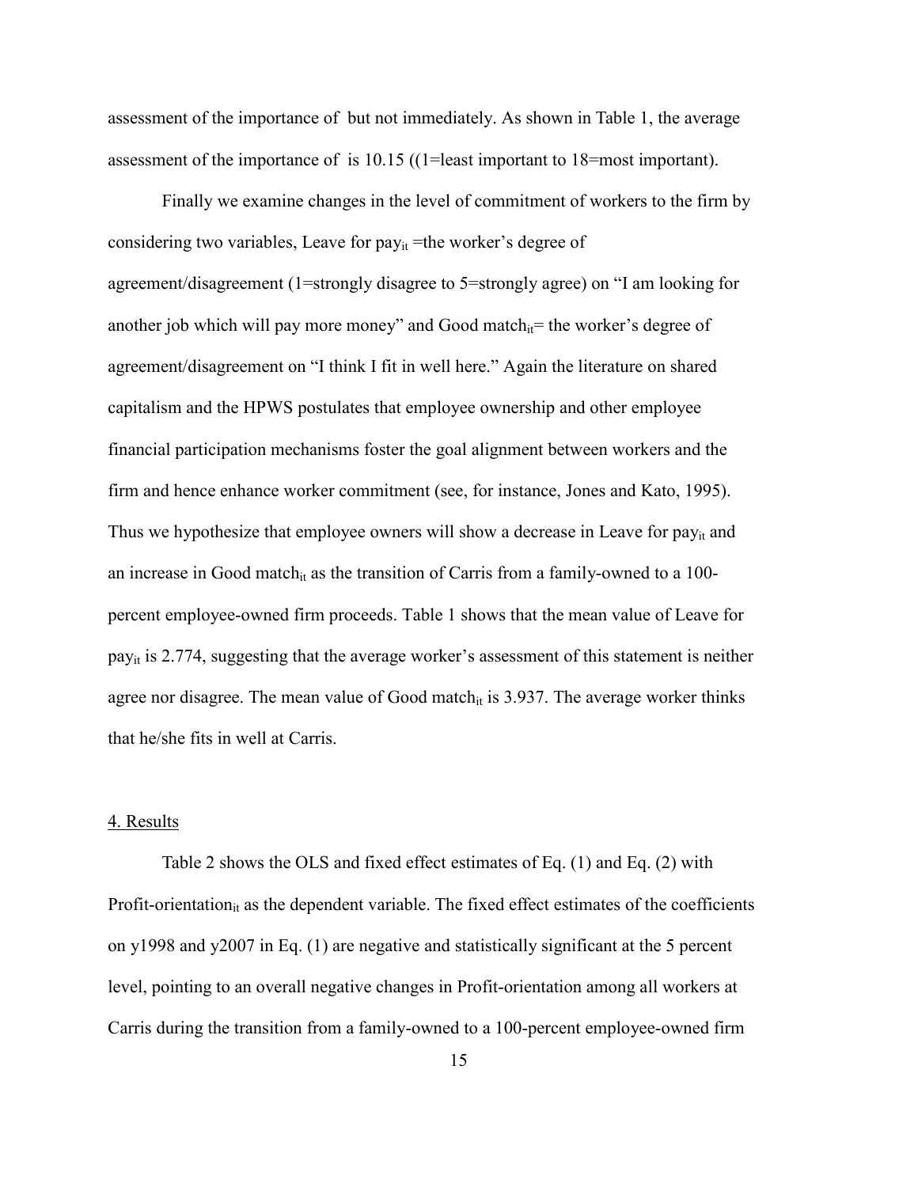assessment of the importance of but not immediately. As shown in Table 1, the average assessment of the importance of is 10.15 ((1=least important to 18=most important).

Finally we examine changes in the level of commitment of workers to the firm by considering two variables, Leave for $pay_{it}$ =the worker's degree of agreement/disagreement (1=strongly disagree to 5=strongly agree) on "I am looking for another job which will pay more money" and Good $match_{it}$= the worker's degree of agreement/disagreement on "I think I fit in well here." Again the literature on shared capitalism and the HPWS postulates that employee ownership and other employee financial participation mechanisms foster the goal alignment between workers and the firm and hence enhance worker commitment (see, for instance, Jones and Kato, 1995). Thus we hypothesize that employee owners will show a decrease in Leave for $pay_{it}$ and an increase in Good $match_{it}$ as the transition of Carris from a family-owned to a 100-percent employee-owned firm proceeds. Table 1 shows that the mean value of Leave for $pay_{it}$ is 2.774, suggesting that the average worker's assessment of this statement is neither agree nor disagree. The mean value of Good $match_{it}$ is 3.937. The average worker thinks that he/she fits in well at Carris.

## 4. Results

Table 2 shows the OLS and fixed effect estimates of Eq. (1) and Eq. (2) with $Profit\text{-}orientation_{it}$ as the dependent variable. The fixed effect estimates of the coefficients on y1998 and y2007 in Eq. (1) are negative and statistically significant at the 5 percent level, pointing to an overall negative changes in Profit-orientation among all workers at Carris during the transition from a family-owned to a 100-percent employee-owned firm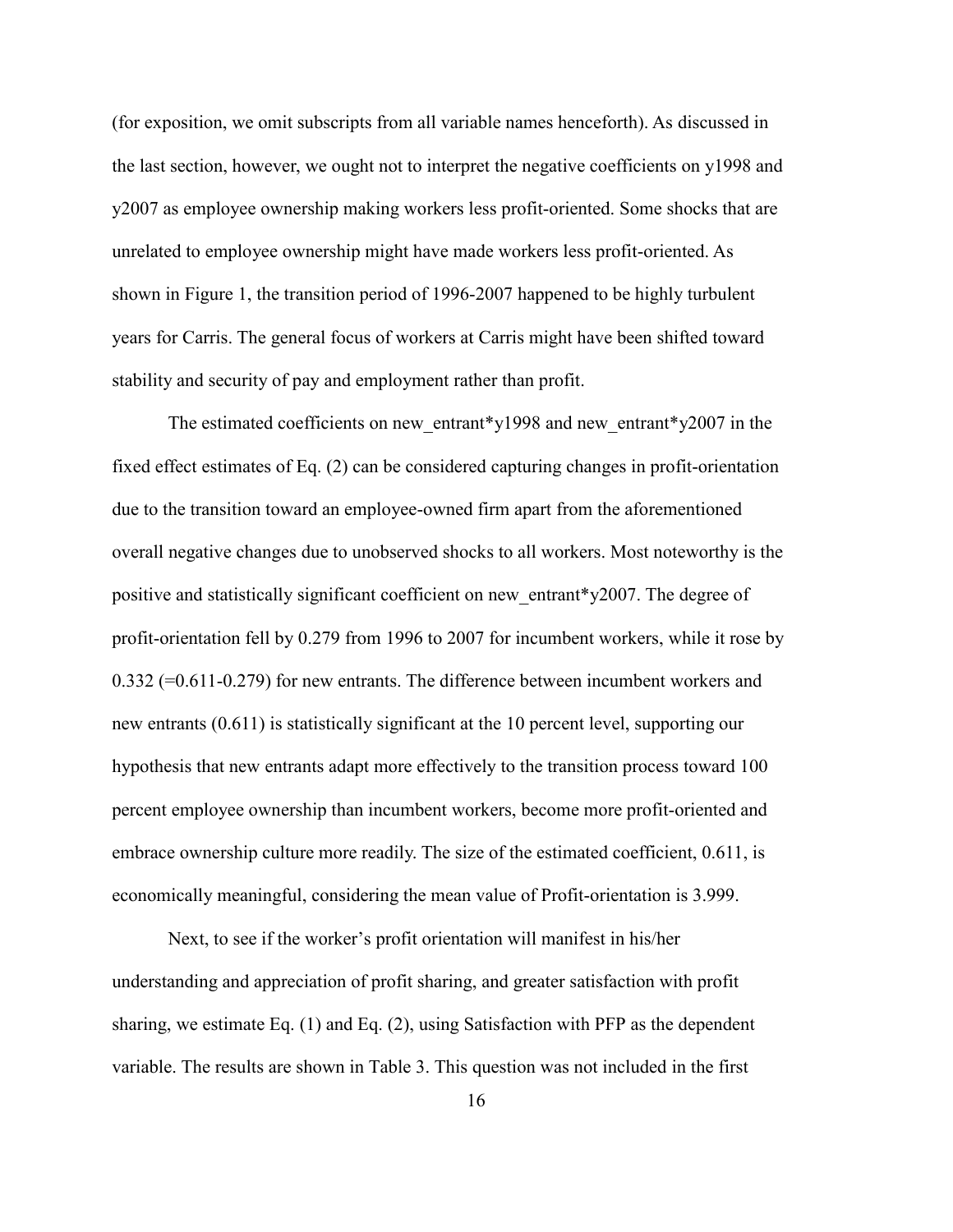(for exposition, we omit subscripts from all variable names henceforth). As discussed in the last section, however, we ought not to interpret the negative coefficients on y1998 and y2007 as employee ownership making workers less profit-oriented. Some shocks that are unrelated to employee ownership might have made workers less profit-oriented. As shown in Figure 1, the transition period of 1996-2007 happened to be highly turbulent years for Carris. The general focus of workers at Carris might have been shifted toward stability and security of pay and employment rather than profit.

The estimated coefficients on new_entrant*y1998 and new_entrant*y2007 in the fixed effect estimates of Eq. (2) can be considered capturing changes in profit-orientation due to the transition toward an employee-owned firm apart from the aforementioned overall negative changes due to unobserved shocks to all workers. Most noteworthy is the positive and statistically significant coefficient on new_entrant*y2007. The degree of profit-orientation fell by 0.279 from 1996 to 2007 for incumbent workers, while it rose by 0.332 (=0.611-0.279) for new entrants. The difference between incumbent workers and new entrants (0.611) is statistically significant at the 10 percent level, supporting our hypothesis that new entrants adapt more effectively to the transition process toward 100 percent employee ownership than incumbent workers, become more profit-oriented and embrace ownership culture more readily. The size of the estimated coefficient, 0.611, is economically meaningful, considering the mean value of Profit-orientation is 3.999.

Next, to see if the worker's profit orientation will manifest in his/her understanding and appreciation of profit sharing, and greater satisfaction with profit sharing, we estimate Eq. (1) and Eq. (2), using Satisfaction with PFP as the dependent variable. The results are shown in Table 3. This question was not included in the first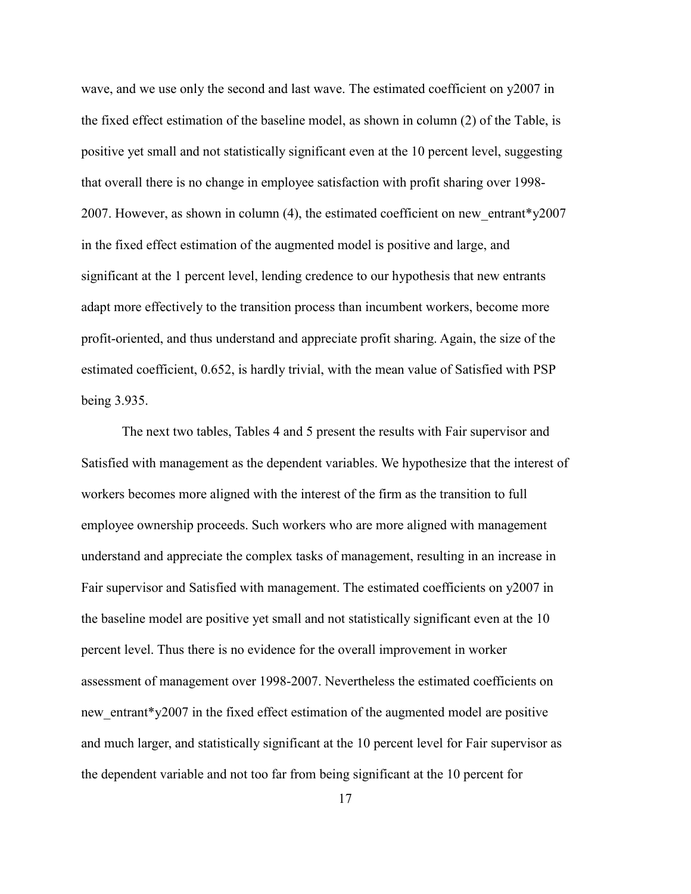wave, and we use only the second and last wave. The estimated coefficient on y2007 in the fixed effect estimation of the baseline model, as shown in column (2) of the Table, is positive yet small and not statistically significant even at the 10 percent level, suggesting that overall there is no change in employee satisfaction with profit sharing over 1998-2007. However, as shown in column (4), the estimated coefficient on new_entrant*y2007 in the fixed effect estimation of the augmented model is positive and large, and significant at the 1 percent level, lending credence to our hypothesis that new entrants adapt more effectively to the transition process than incumbent workers, become more profit-oriented, and thus understand and appreciate profit sharing. Again, the size of the estimated coefficient, 0.652, is hardly trivial, with the mean value of Satisfied with PSP being 3.935.

The next two tables, Tables 4 and 5 present the results with Fair supervisor and Satisfied with management as the dependent variables. We hypothesize that the interest of workers becomes more aligned with the interest of the firm as the transition to full employee ownership proceeds. Such workers who are more aligned with management understand and appreciate the complex tasks of management, resulting in an increase in Fair supervisor and Satisfied with management. The estimated coefficients on y2007 in the baseline model are positive yet small and not statistically significant even at the 10 percent level. Thus there is no evidence for the overall improvement in worker assessment of management over 1998-2007. Nevertheless the estimated coefficients on new_entrant*y2007 in the fixed effect estimation of the augmented model are positive and much larger, and statistically significant at the 10 percent level for Fair supervisor as the dependent variable and not too far from being significant at the 10 percent for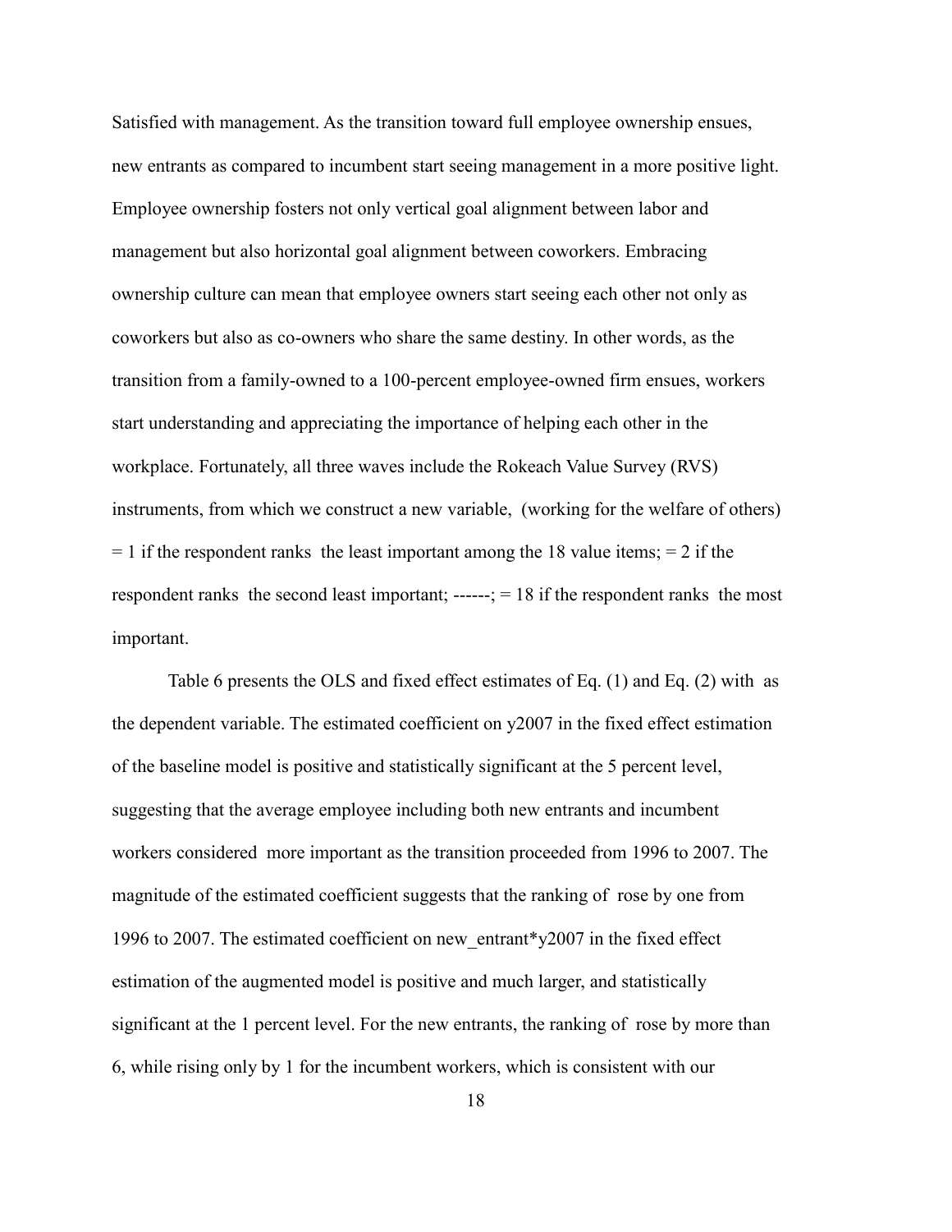Satisfied with management. As the transition toward full employee ownership ensues, new entrants as compared to incumbent start seeing management in a more positive light. Employee ownership fosters not only vertical goal alignment between labor and management but also horizontal goal alignment between coworkers. Embracing ownership culture can mean that employee owners start seeing each other not only as coworkers but also as co-owners who share the same destiny. In other words, as the transition from a family-owned to a 100-percent employee-owned firm ensues, workers start understanding and appreciating the importance of helping each other in the workplace. Fortunately, all three waves include the Rokeach Value Survey (RVS) instruments, from which we construct a new variable,  (working for the welfare of others) = 1 if the respondent ranks  the least important among the 18 value items; = 2 if the respondent ranks  the second least important; ------; = 18 if the respondent ranks  the most important.

Table 6 presents the OLS and fixed effect estimates of Eq. (1) and Eq. (2) with  as the dependent variable. The estimated coefficient on y2007 in the fixed effect estimation of the baseline model is positive and statistically significant at the 5 percent level, suggesting that the average employee including both new entrants and incumbent workers considered  more important as the transition proceeded from 1996 to 2007. The magnitude of the estimated coefficient suggests that the ranking of  rose by one from 1996 to 2007. The estimated coefficient on new_entrant*y2007 in the fixed effect estimation of the augmented model is positive and much larger, and statistically significant at the 1 percent level. For the new entrants, the ranking of  rose by more than 6, while rising only by 1 for the incumbent workers, which is consistent with our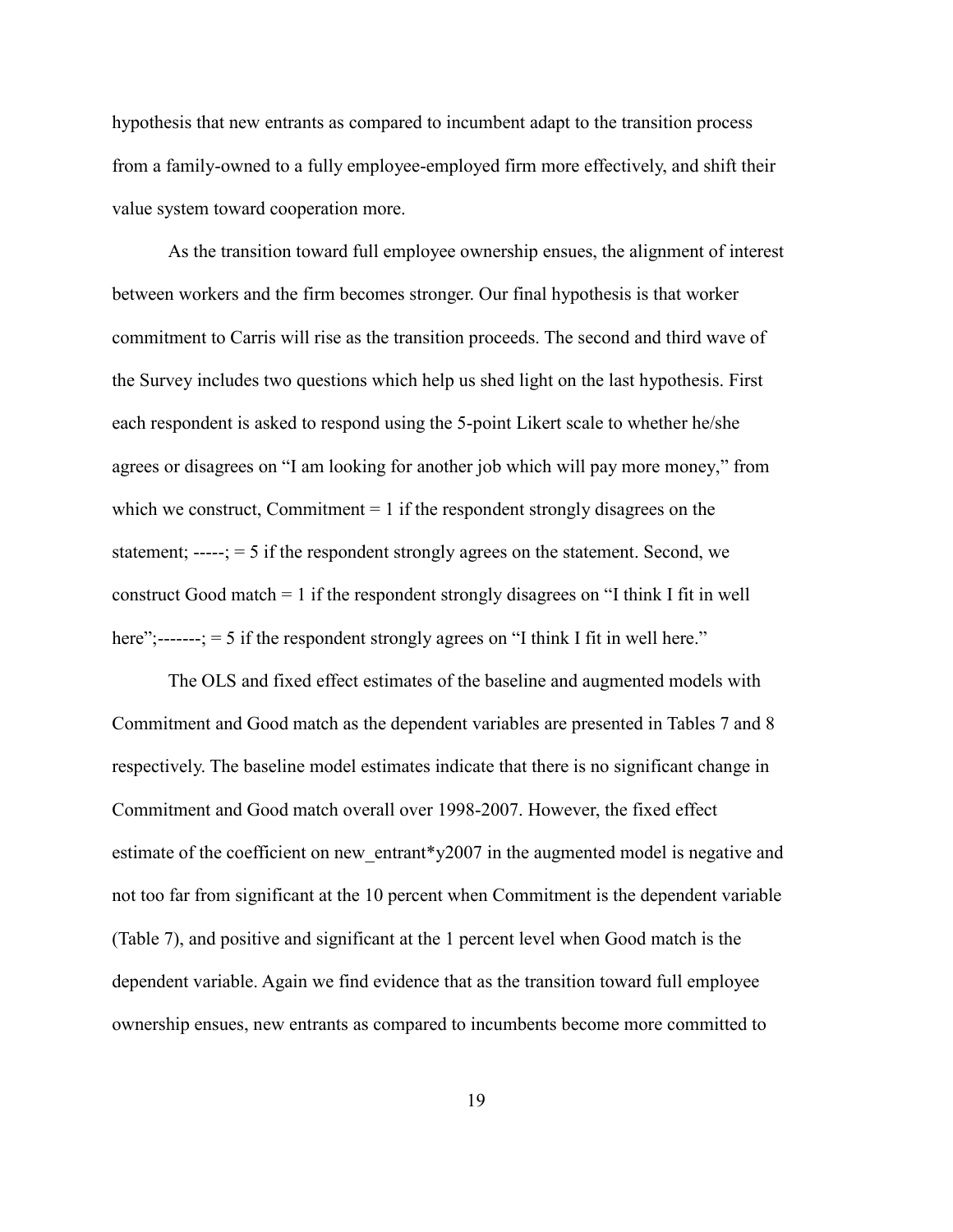hypothesis that new entrants as compared to incumbent adapt to the transition process from a family-owned to a fully employee-employed firm more effectively, and shift their value system toward cooperation more.

As the transition toward full employee ownership ensues, the alignment of interest between workers and the firm becomes stronger. Our final hypothesis is that worker commitment to Carris will rise as the transition proceeds. The second and third wave of the Survey includes two questions which help us shed light on the last hypothesis. First each respondent is asked to respond using the 5-point Likert scale to whether he/she agrees or disagrees on "I am looking for another job which will pay more money," from which we construct, Commitment = 1 if the respondent strongly disagrees on the statement; -----; = 5 if the respondent strongly agrees on the statement. Second, we construct Good match = 1 if the respondent strongly disagrees on "I think I fit in well here";-------; = 5 if the respondent strongly agrees on "I think I fit in well here."

The OLS and fixed effect estimates of the baseline and augmented models with Commitment and Good match as the dependent variables are presented in Tables 7 and 8 respectively. The baseline model estimates indicate that there is no significant change in Commitment and Good match overall over 1998-2007. However, the fixed effect estimate of the coefficient on new_entrant*y2007 in the augmented model is negative and not too far from significant at the 10 percent when Commitment is the dependent variable (Table 7), and positive and significant at the 1 percent level when Good match is the dependent variable. Again we find evidence that as the transition toward full employee ownership ensues, new entrants as compared to incumbents become more committed to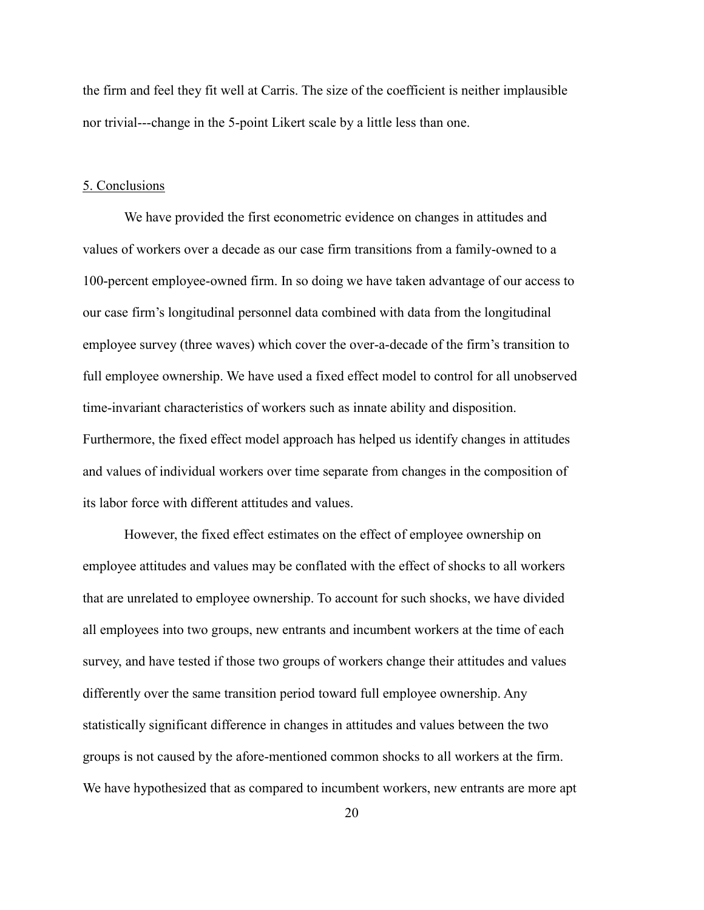the firm and feel they fit well at Carris. The size of the coefficient is neither implausible nor trivial---change in the 5-point Likert scale by a little less than one.

## 5. Conclusions

We have provided the first econometric evidence on changes in attitudes and values of workers over a decade as our case firm transitions from a family-owned to a 100-percent employee-owned firm. In so doing we have taken advantage of our access to our case firm's longitudinal personnel data combined with data from the longitudinal employee survey (three waves) which cover the over-a-decade of the firm's transition to full employee ownership. We have used a fixed effect model to control for all unobserved time-invariant characteristics of workers such as innate ability and disposition. Furthermore, the fixed effect model approach has helped us identify changes in attitudes and values of individual workers over time separate from changes in the composition of its labor force with different attitudes and values.

However, the fixed effect estimates on the effect of employee ownership on employee attitudes and values may be conflated with the effect of shocks to all workers that are unrelated to employee ownership. To account for such shocks, we have divided all employees into two groups, new entrants and incumbent workers at the time of each survey, and have tested if those two groups of workers change their attitudes and values differently over the same transition period toward full employee ownership. Any statistically significant difference in changes in attitudes and values between the two groups is not caused by the afore-mentioned common shocks to all workers at the firm. We have hypothesized that as compared to incumbent workers, new entrants are more apt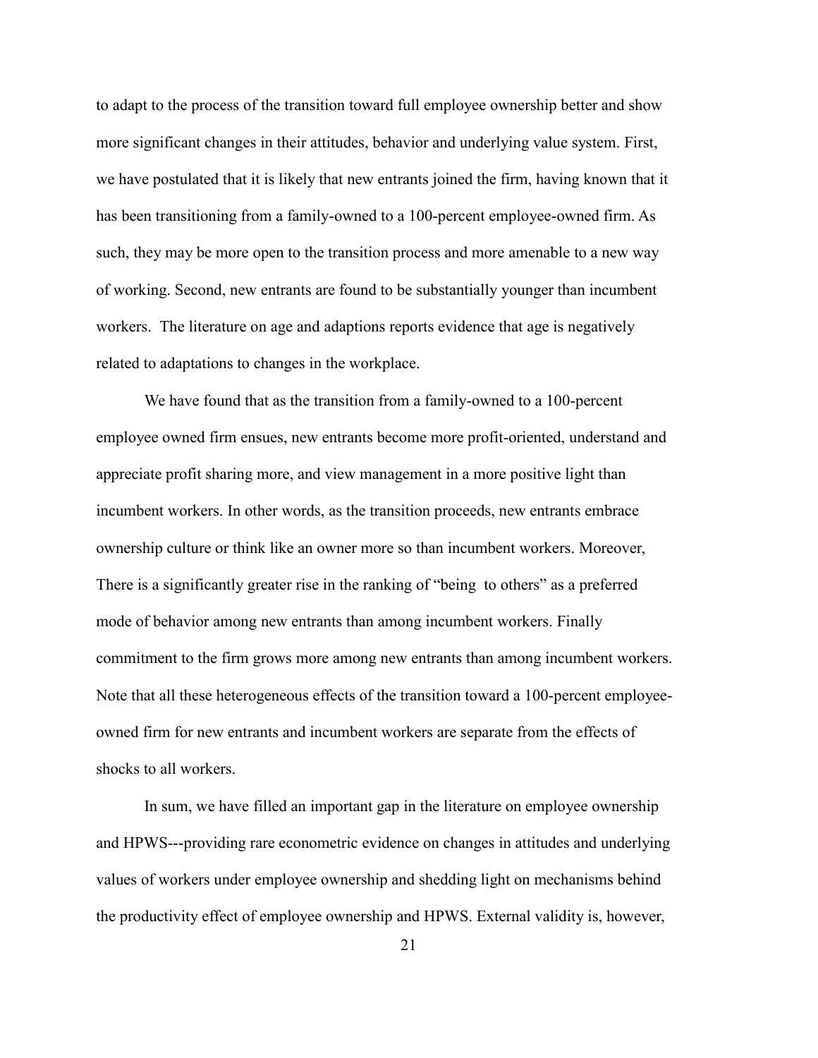to adapt to the process of the transition toward full employee ownership better and show more significant changes in their attitudes, behavior and underlying value system. First, we have postulated that it is likely that new entrants joined the firm, having known that it has been transitioning from a family-owned to a 100-percent employee-owned firm. As such, they may be more open to the transition process and more amenable to a new way of working. Second, new entrants are found to be substantially younger than incumbent workers. The literature on age and adaptions reports evidence that age is negatively related to adaptations to changes in the workplace.

We have found that as the transition from a family-owned to a 100-percent employee owned firm ensues, new entrants become more profit-oriented, understand and appreciate profit sharing more, and view management in a more positive light than incumbent workers. In other words, as the transition proceeds, new entrants embrace ownership culture or think like an owner more so than incumbent workers. Moreover, There is a significantly greater rise in the ranking of "being to others" as a preferred mode of behavior among new entrants than among incumbent workers. Finally commitment to the firm grows more among new entrants than among incumbent workers. Note that all these heterogeneous effects of the transition toward a 100-percent employee-owned firm for new entrants and incumbent workers are separate from the effects of shocks to all workers.

In sum, we have filled an important gap in the literature on employee ownership and HPWS---providing rare econometric evidence on changes in attitudes and underlying values of workers under employee ownership and shedding light on mechanisms behind the productivity effect of employee ownership and HPWS. External validity is, however,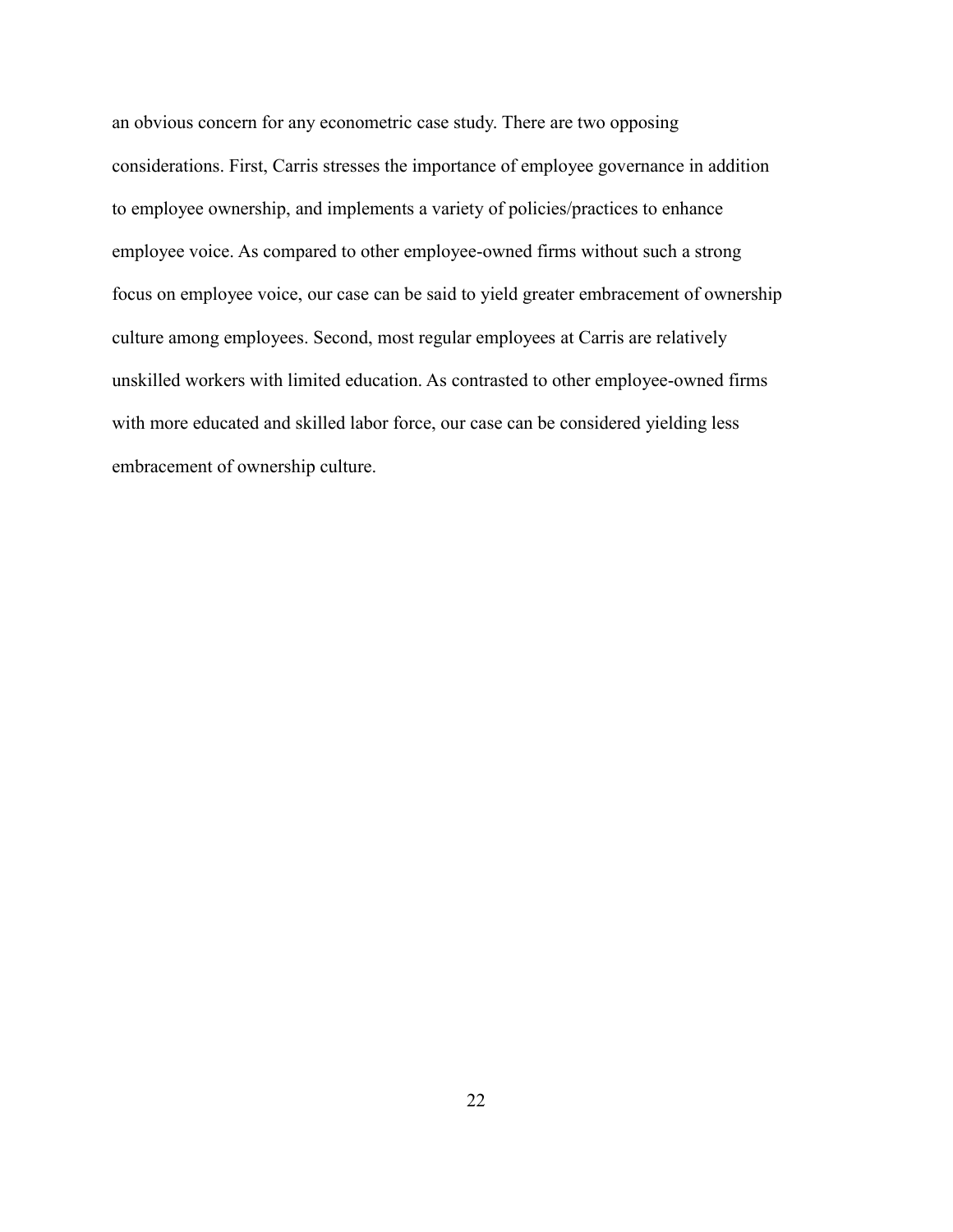an obvious concern for any econometric case study. There are two opposing considerations. First, Carris stresses the importance of employee governance in addition to employee ownership, and implements a variety of policies/practices to enhance employee voice. As compared to other employee-owned firms without such a strong focus on employee voice, our case can be said to yield greater embracement of ownership culture among employees. Second, most regular employees at Carris are relatively unskilled workers with limited education. As contrasted to other employee-owned firms with more educated and skilled labor force, our case can be considered yielding less embracement of ownership culture.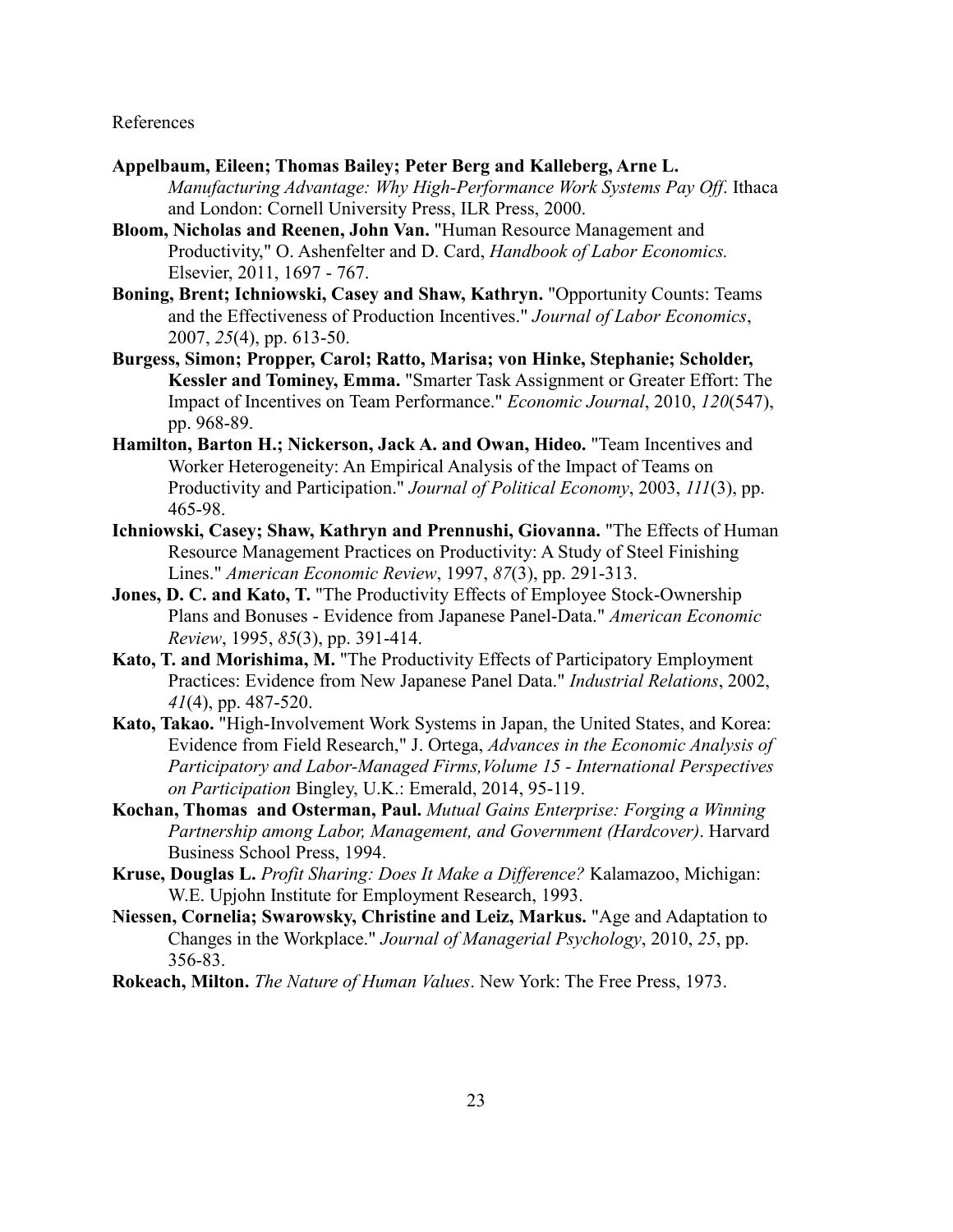References

**Appelbaum, Eileen; Thomas Bailey; Peter Berg and Kalleberg, Arne L.** *Manufacturing Advantage: Why High-Performance Work Systems Pay Off*. Ithaca and London: Cornell University Press, ILR Press, 2000.

**Bloom, Nicholas and Reenen, John Van.** "Human Resource Management and Productivity," O. Ashenfelter and D. Card, *Handbook of Labor Economics.* Elsevier, 2011, 1697 - 767.

**Boning, Brent; Ichniowski, Casey and Shaw, Kathryn.** "Opportunity Counts: Teams and the Effectiveness of Production Incentives." *Journal of Labor Economics*, 2007, *25*(4), pp. 613-50.

**Burgess, Simon; Propper, Carol; Ratto, Marisa; von Hinke, Stephanie; Scholder, Kessler and Tominey, Emma.** "Smarter Task Assignment or Greater Effort: The Impact of Incentives on Team Performance." *Economic Journal*, 2010, *120*(547), pp. 968-89.

**Hamilton, Barton H.; Nickerson, Jack A. and Owan, Hideo.** "Team Incentives and Worker Heterogeneity: An Empirical Analysis of the Impact of Teams on Productivity and Participation." *Journal of Political Economy*, 2003, *111*(3), pp. 465-98.

**Ichniowski, Casey; Shaw, Kathryn and Prennushi, Giovanna.** "The Effects of Human Resource Management Practices on Productivity: A Study of Steel Finishing Lines." *American Economic Review*, 1997, *87*(3), pp. 291-313.

**Jones, D. C. and Kato, T.** "The Productivity Effects of Employee Stock-Ownership Plans and Bonuses - Evidence from Japanese Panel-Data." *American Economic Review*, 1995, *85*(3), pp. 391-414.

**Kato, T. and Morishima, M.** "The Productivity Effects of Participatory Employment Practices: Evidence from New Japanese Panel Data." *Industrial Relations*, 2002, *41*(4), pp. 487-520.

**Kato, Takao.** "High-Involvement Work Systems in Japan, the United States, and Korea: Evidence from Field Research," J. Ortega, *Advances in the Economic Analysis of Participatory and Labor-Managed Firms,Volume 15 - International Perspectives on Participation* Bingley, U.K.: Emerald, 2014, 95-119.

**Kochan, Thomas and Osterman, Paul.** *Mutual Gains Enterprise: Forging a Winning Partnership among Labor, Management, and Government (Hardcover)*. Harvard Business School Press, 1994.

**Kruse, Douglas L.** *Profit Sharing: Does It Make a Difference?* Kalamazoo, Michigan: W.E. Upjohn Institute for Employment Research, 1993.

**Niessen, Cornelia; Swarowsky, Christine and Leiz, Markus.** "Age and Adaptation to Changes in the Workplace." *Journal of Managerial Psychology*, 2010, *25*, pp. 356-83.

**Rokeach, Milton.** *The Nature of Human Values*. New York: The Free Press, 1973.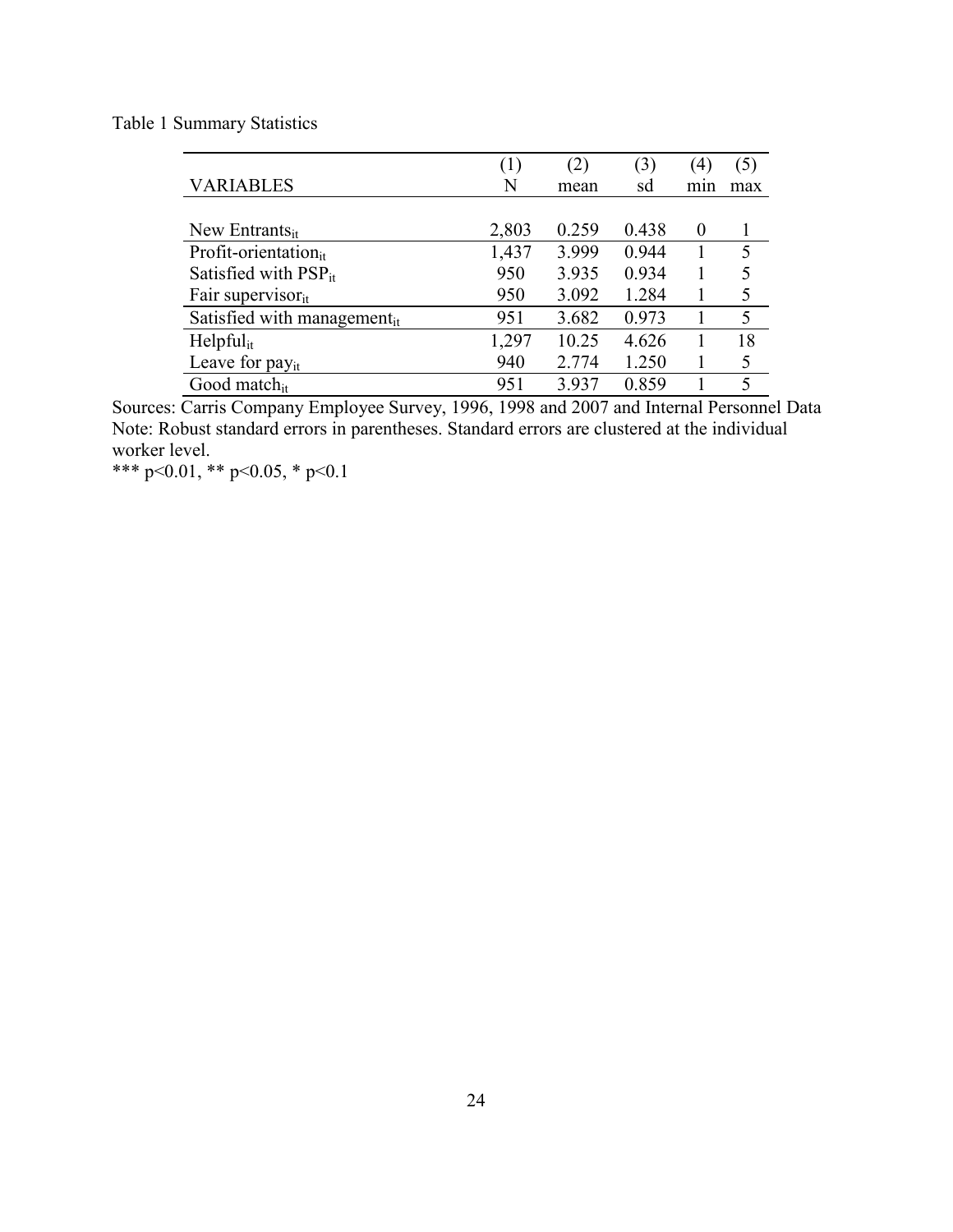Table 1 Summary Statistics

| VARIABLES | (1) N | (2) mean | (3) sd | (4) min | (5) max |
|---|---|---|---|---|---|
| New Entrants$_{it}$ | 2,803 | 0.259 | 0.438 | 0 | 1 |
| Profit-orientation$_{it}$ | 1,437 | 3.999 | 0.944 | 1 | 5 |
| Satisfied with PSP$_{it}$ | 950 | 3.935 | 0.934 | 1 | 5 |
| Fair supervisor$_{it}$ | 950 | 3.092 | 1.284 | 1 | 5 |
| Satisfied with management$_{it}$ | 951 | 3.682 | 0.973 | 1 | 5 |
| Helpful$_{it}$ | 1,297 | 10.25 | 4.626 | 1 | 18 |
| Leave for pay$_{it}$ | 940 | 2.774 | 1.250 | 1 | 5 |
| Good match$_{it}$ | 951 | 3.937 | 0.859 | 1 | 5 |

Sources: Carris Company Employee Survey, 1996, 1998 and 2007 and Internal Personnel Data
Note: Robust standard errors in parentheses. Standard errors are clustered at the individual worker level.
*** $p<0.01$, ** $p<0.05$, * $p<0.1$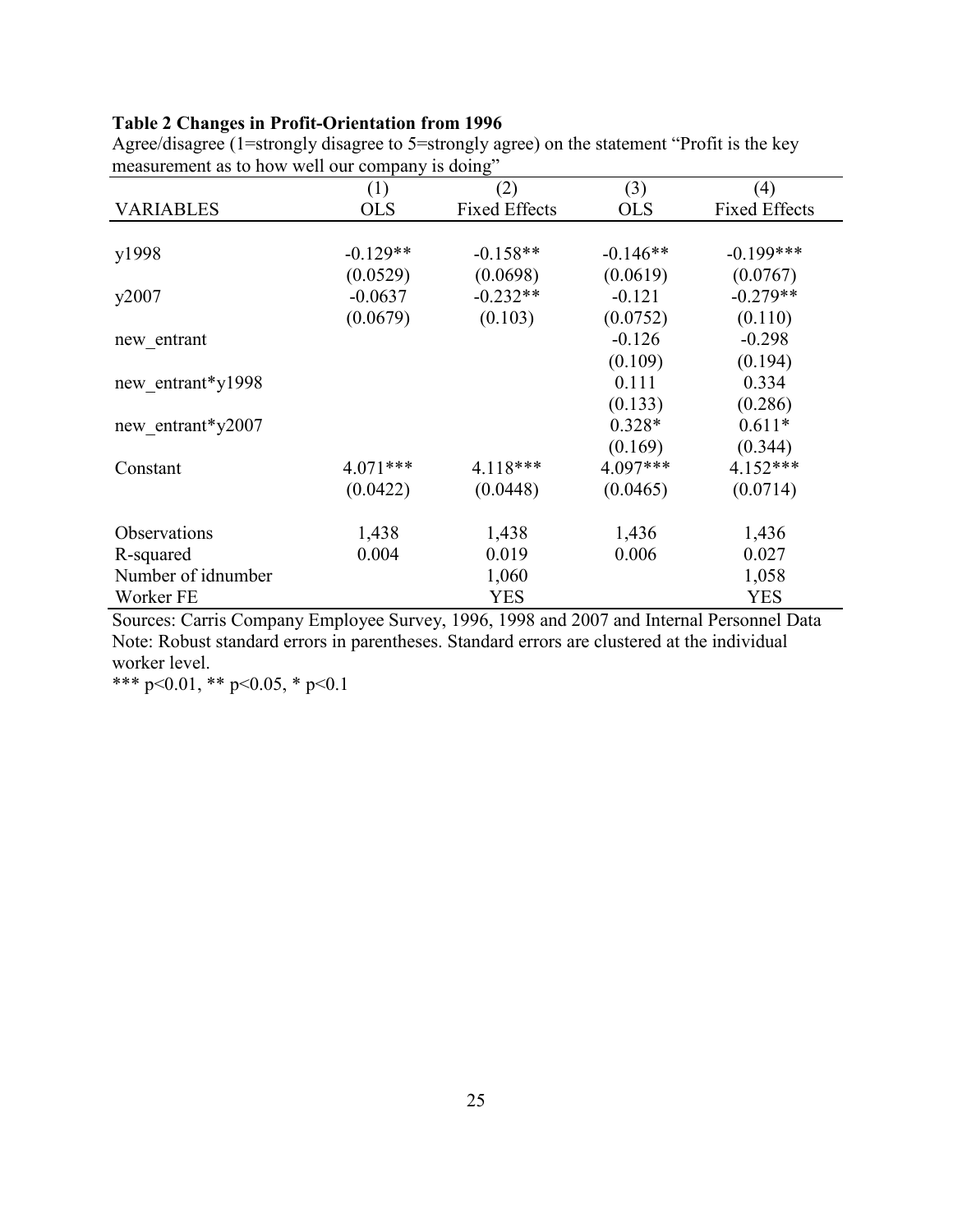**Table 2 Changes in Profit-Orientation from 1996**

Agree/disagree (1=strongly disagree to 5=strongly agree) on the statement "Profit is the key measurement as to how well our company is doing"

| | (1) | (2) | (3) | (4) |
|---|---|---|---|---|
| VARIABLES | OLS | Fixed Effects | OLS | Fixed Effects |
| y1998 | -0.129** | -0.158** | -0.146** | -0.199*** |
| | (0.0529) | (0.0698) | (0.0619) | (0.0767) |
| y2007 | -0.0637 | -0.232** | -0.121 | -0.279** |
| | (0.0679) | (0.103) | (0.0752) | (0.110) |
| new_entrant | | | -0.126 | -0.298 |
| | | | (0.109) | (0.194) |
| new_entrant*y1998 | | | 0.111 | 0.334 |
| | | | (0.133) | (0.286) |
| new_entrant*y2007 | | | 0.328* | 0.611* |
| | | | (0.169) | (0.344) |
| Constant | 4.071*** | 4.118*** | 4.097*** | 4.152*** |
| | (0.0422) | (0.0448) | (0.0465) | (0.0714) |
| Observations | 1,438 | 1,438 | 1,436 | 1,436 |
| R-squared | 0.004 | 0.019 | 0.006 | 0.027 |
| Number of idnumber | | 1,060 | | 1,058 |
| Worker FE | | YES | | YES |

Sources: Carris Company Employee Survey, 1996, 1998 and 2007 and Internal Personnel Data

Note: Robust standard errors in parentheses. Standard errors are clustered at the individual worker level.

*** $p<0.01$, ** $p<0.05$, * $p<0.1$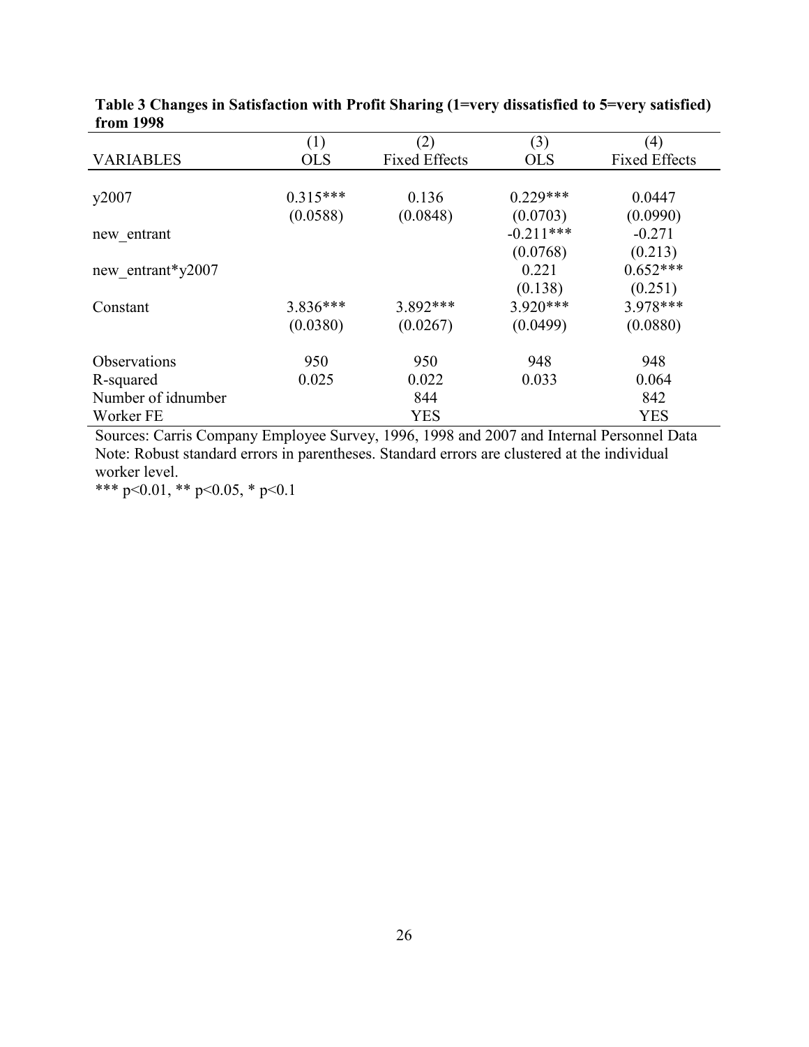**Table 3 Changes in Satisfaction with Profit Sharing (1=very dissatisfied to 5=very satisfied) from 1998**

| | (1) | (2) | (3) | (4) |
|---|---|---|---|---|
| VARIABLES | OLS | Fixed Effects | OLS | Fixed Effects |
| y2007 | 0.315*** | 0.136 | 0.229*** | 0.0447 |
| | (0.0588) | (0.0848) | (0.0703) | (0.0990) |
| new_entrant | | | -0.211*** | -0.271 |
| | | | (0.0768) | (0.213) |
| new_entrant*y2007 | | | 0.221 | 0.652*** |
| | | | (0.138) | (0.251) |
| Constant | 3.836*** | 3.892*** | 3.920*** | 3.978*** |
| | (0.0380) | (0.0267) | (0.0499) | (0.0880) |
| Observations | 950 | 950 | 948 | 948 |
| R-squared | 0.025 | 0.022 | 0.033 | 0.064 |
| Number of idnumber | | 844 | | 842 |
| Worker FE | | YES | | YES |

Sources: Carris Company Employee Survey, 1996, 1998 and 2007 and Internal Personnel Data
Note: Robust standard errors in parentheses. Standard errors are clustered at the individual worker level.
*** p<0.01, ** p<0.05, * p<0.1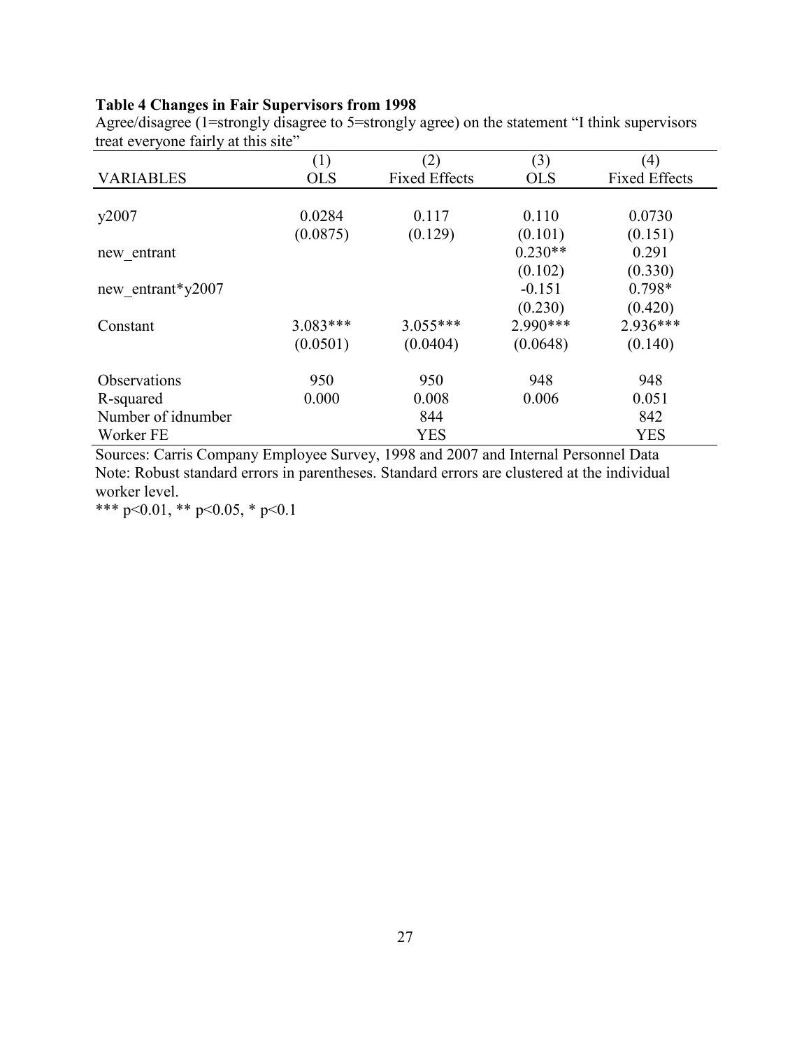**Table 4 Changes in Fair Supervisors from 1998**

Agree/disagree (1=strongly disagree to 5=strongly agree) on the statement "I think supervisors treat everyone fairly at this site"

| | (1) | (2) | (3) | (4) |
|---|---|---|---|---|
| VARIABLES | OLS | Fixed Effects | OLS | Fixed Effects |
| | | | | |
| y2007 | 0.0284 | 0.117 | 0.110 | 0.0730 |
| | (0.0875) | (0.129) | (0.101) | (0.151) |
| new_entrant | | | 0.230** | 0.291 |
| | | | (0.102) | (0.330) |
| new_entrant*y2007 | | | -0.151 | 0.798* |
| | | | (0.230) | (0.420) |
| Constant | 3.083*** | 3.055*** | 2.990*** | 2.936*** |
| | (0.0501) | (0.0404) | (0.0648) | (0.140) |
| | | | | |
| Observations | 950 | 950 | 948 | 948 |
| R-squared | 0.000 | 0.008 | 0.006 | 0.051 |
| Number of idnumber | | 844 | | 842 |
| Worker FE | | YES | | YES |

Sources: Carris Company Employee Survey, 1998 and 2007 and Internal Personnel Data

Note: Robust standard errors in parentheses. Standard errors are clustered at the individual worker level.

*** p<0.01, ** p<0.05, * p<0.1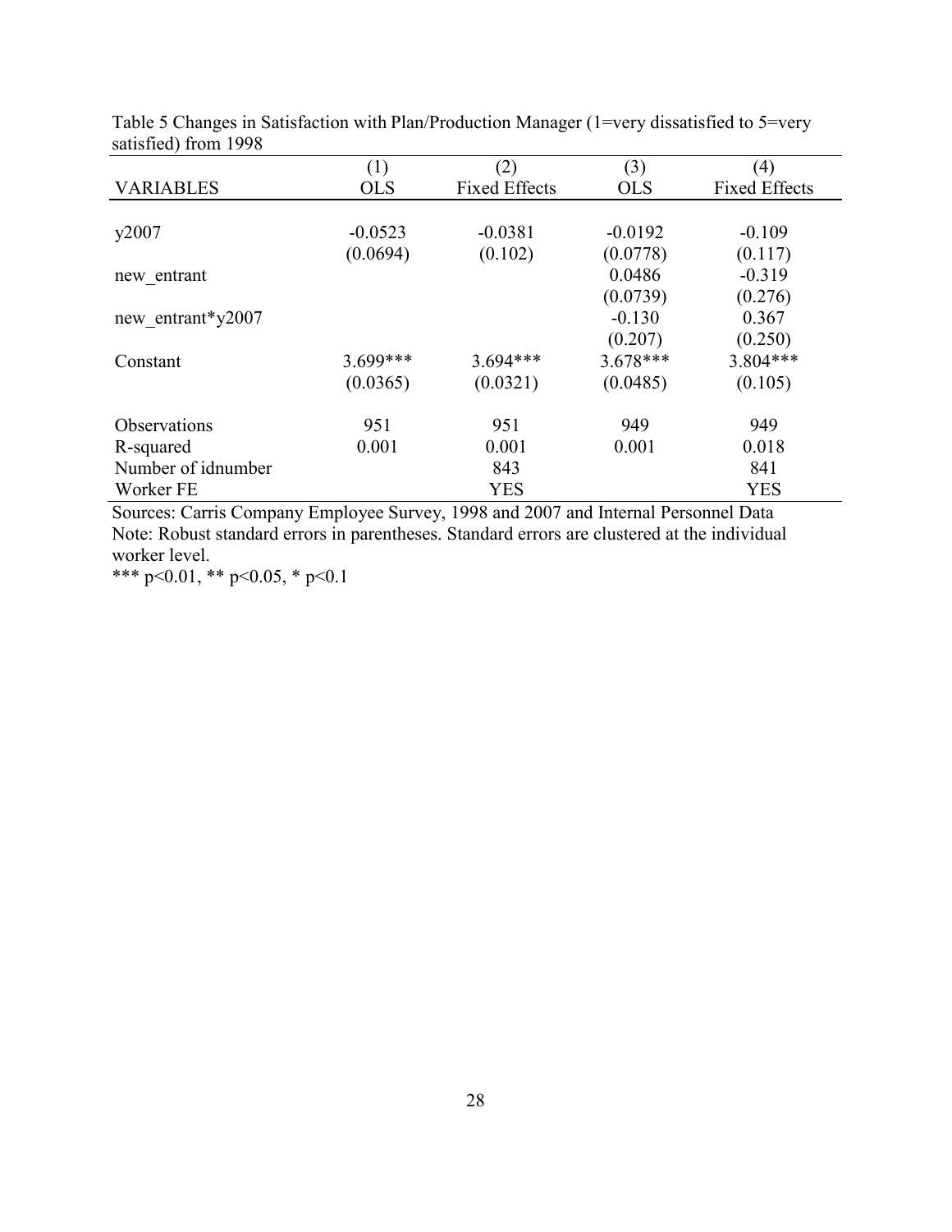Table 5 Changes in Satisfaction with Plan/Production Manager (1=very dissatisfied to 5=very satisfied) from 1998

| VARIABLES | (1) OLS | (2) Fixed Effects | (3) OLS | (4) Fixed Effects |
|---|---|---|---|---|
| y2007 | -0.0523 | -0.0381 | -0.0192 | -0.109 |
| | (0.0694) | (0.102) | (0.0778) | (0.117) |
| new_entrant | | | 0.0486 | -0.319 |
| | | | (0.0739) | (0.276) |
| new_entrant*y2007 | | | -0.130 | 0.367 |
| | | | (0.207) | (0.250) |
| Constant | 3.699*** | 3.694*** | 3.678*** | 3.804*** |
| | (0.0365) | (0.0321) | (0.0485) | (0.105) |
| Observations | 951 | 951 | 949 | 949 |
| R-squared | 0.001 | 0.001 | 0.001 | 0.018 |
| Number of idnumber | | 843 | | 841 |
| Worker FE | | YES | | YES |

Sources: Carris Company Employee Survey, 1998 and 2007 and Internal Personnel Data
Note: Robust standard errors in parentheses. Standard errors are clustered at the individual worker level.
*** p<0.01, ** p<0.05, * p<0.1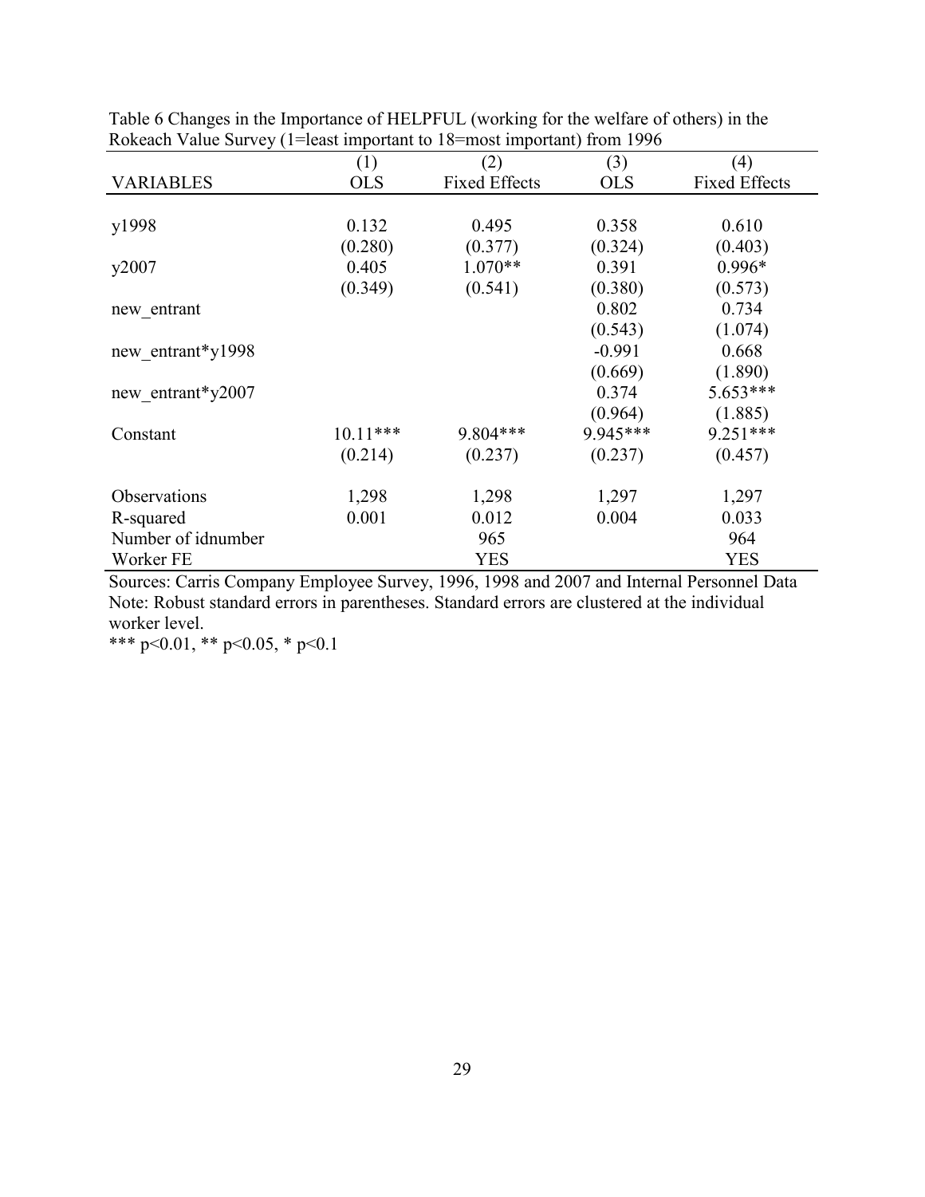Table 6 Changes in the Importance of HELPFUL (working for the welfare of others) in the Rokeach Value Survey (1=least important to 18=most important) from 1996

| | (1) | (2) | (3) | (4) |
|---|---|---|---|---|
| VARIABLES | OLS | Fixed Effects | OLS | Fixed Effects |
| | | | | |
| y1998 | 0.132 | 0.495 | 0.358 | 0.610 |
| | (0.280) | (0.377) | (0.324) | (0.403) |
| y2007 | 0.405 | 1.070** | 0.391 | 0.996* |
| | (0.349) | (0.541) | (0.380) | (0.573) |
| new_entrant | | | 0.802 | 0.734 |
| | | | (0.543) | (1.074) |
| new_entrant*y1998 | | | -0.991 | 0.668 |
| | | | (0.669) | (1.890) |
| new_entrant*y2007 | | | 0.374 | 5.653*** |
| | | | (0.964) | (1.885) |
| Constant | 10.11*** | 9.804*** | 9.945*** | 9.251*** |
| | (0.214) | (0.237) | (0.237) | (0.457) |
| | | | | |
| Observations | 1,298 | 1,298 | 1,297 | 1,297 |
| R-squared | 0.001 | 0.012 | 0.004 | 0.033 |
| Number of idnumber | | 965 | | 964 |
| Worker FE | | YES | | YES |

Sources: Carris Company Employee Survey, 1996, 1998 and 2007 and Internal Personnel Data
Note: Robust standard errors in parentheses. Standard errors are clustered at the individual worker level.
*** p<0.01, ** p<0.05, * p<0.1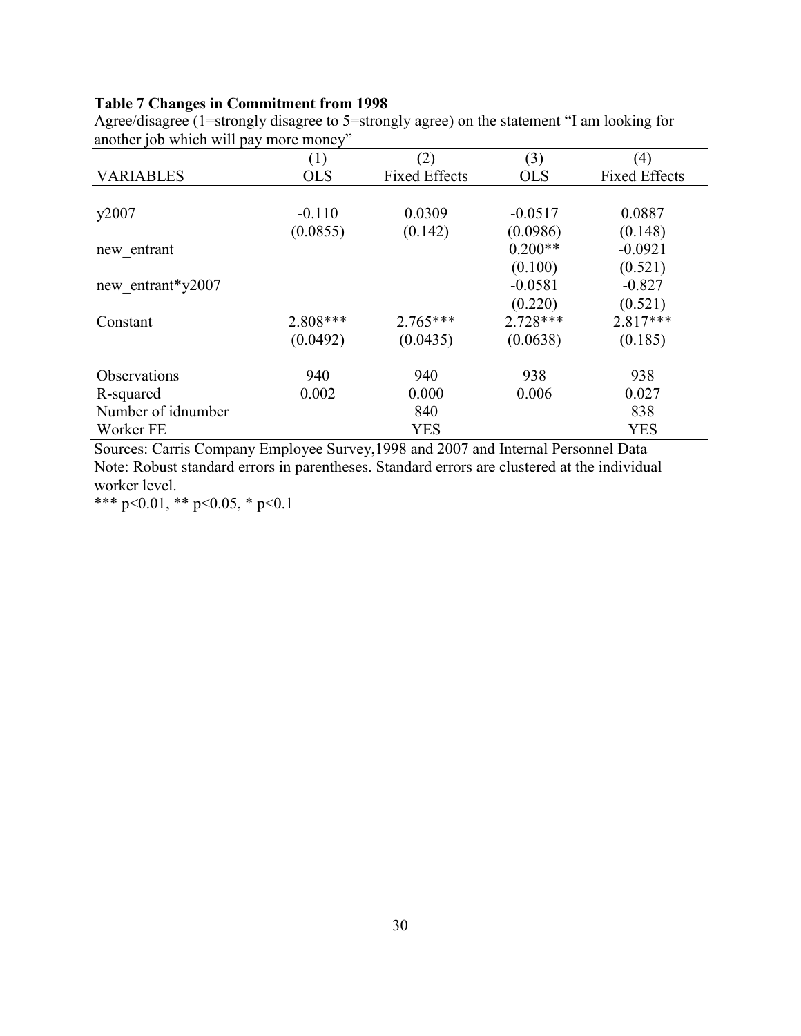**Table 7 Changes in Commitment from 1998**

Agree/disagree (1=strongly disagree to 5=strongly agree) on the statement "I am looking for another job which will pay more money"

| VARIABLES | (1) OLS | (2) Fixed Effects | (3) OLS | (4) Fixed Effects |
|---|---|---|---|---|
| y2007 | -0.110 | 0.0309 | -0.0517 | 0.0887 |
| | (0.0855) | (0.142) | (0.0986) | (0.148) |
| new_entrant | | | 0.200** | -0.0921 |
| | | | (0.100) | (0.521) |
| new_entrant*y2007 | | | -0.0581 | -0.827 |
| | | | (0.220) | (0.521) |
| Constant | 2.808*** | 2.765*** | 2.728*** | 2.817*** |
| | (0.0492) | (0.0435) | (0.0638) | (0.185) |
| Observations | 940 | 940 | 938 | 938 |
| R-squared | 0.002 | 0.000 | 0.006 | 0.027 |
| Number of idnumber | | 840 | | 838 |
| Worker FE | | YES | | YES |

Sources: Carris Company Employee Survey,1998 and 2007 and Internal Personnel Data

Note: Robust standard errors in parentheses. Standard errors are clustered at the individual worker level.

*** p<0.01, ** p<0.05, * p<0.1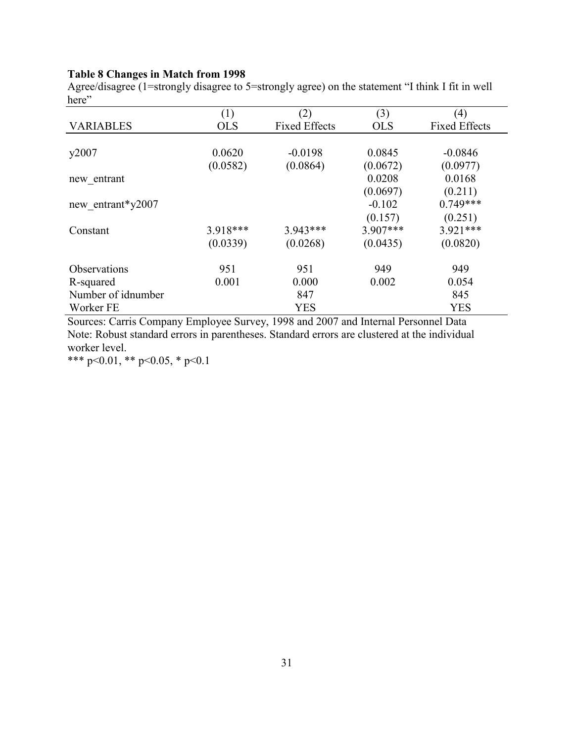**Table 8 Changes in Match from 1998**

Agree/disagree (1=strongly disagree to 5=strongly agree) on the statement "I think I fit in well here"

| VARIABLES | (1) OLS | (2) Fixed Effects | (3) OLS | (4) Fixed Effects |
|---|---|---|---|---|
| y2007 | 0.0620 | -0.0198 | 0.0845 | -0.0846 |
| | (0.0582) | (0.0864) | (0.0672) | (0.0977) |
| new_entrant | | | 0.0208 | 0.0168 |
| | | | (0.0697) | (0.211) |
| new_entrant*y2007 | | | -0.102 | 0.749*** |
| | | | (0.157) | (0.251) |
| Constant | 3.918*** | 3.943*** | 3.907*** | 3.921*** |
| | (0.0339) | (0.0268) | (0.0435) | (0.0820) |
| Observations | 951 | 951 | 949 | 949 |
| R-squared | 0.001 | 0.000 | 0.002 | 0.054 |
| Number of idnumber | | 847 | | 845 |
| Worker FE | | YES | | YES |

Sources: Carris Company Employee Survey, 1998 and 2007 and Internal Personnel Data

Note: Robust standard errors in parentheses. Standard errors are clustered at the individual worker level.

*** p<0.01, ** p<0.05, * p<0.1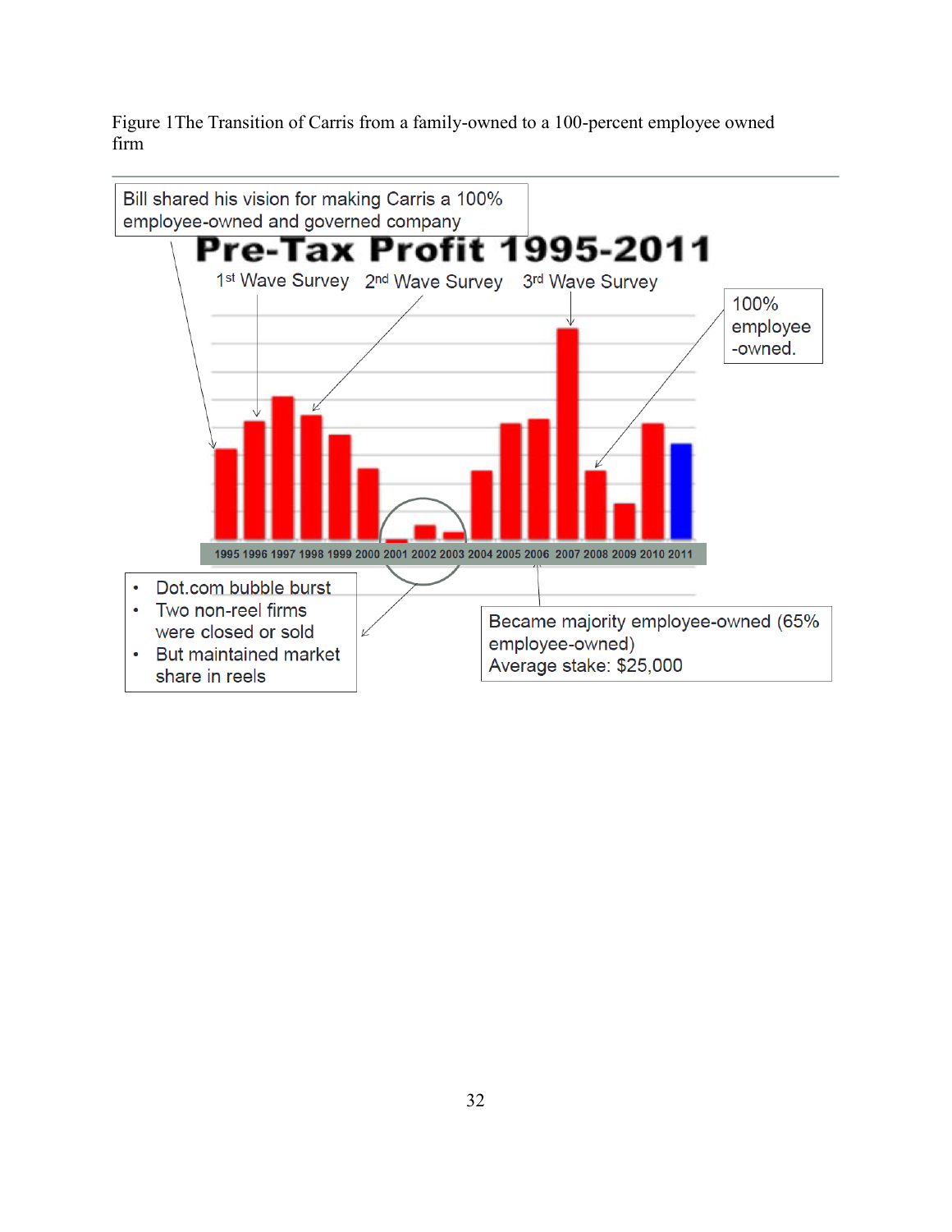Figure 1The Transition of Carris from a family-owned to a 100-percent employee owned firm

Bill shared his vision for making Carris a 100% employee-owned and governed company

Pre-Tax Profit 1995-2011

1st Wave Survey

2nd Wave Survey

3rd Wave Survey

100% employee -owned.

1995 1996 1997 1998 1999 2000 2001 2002 2003 2004 2005 2006 2007 2008 2009 2010 2011

- Dot.com bubble burst
- Two non-reel firms were closed or sold
- But maintained market share in reels

Became majority employee-owned (65% employee-owned)
Average stake: $25,000